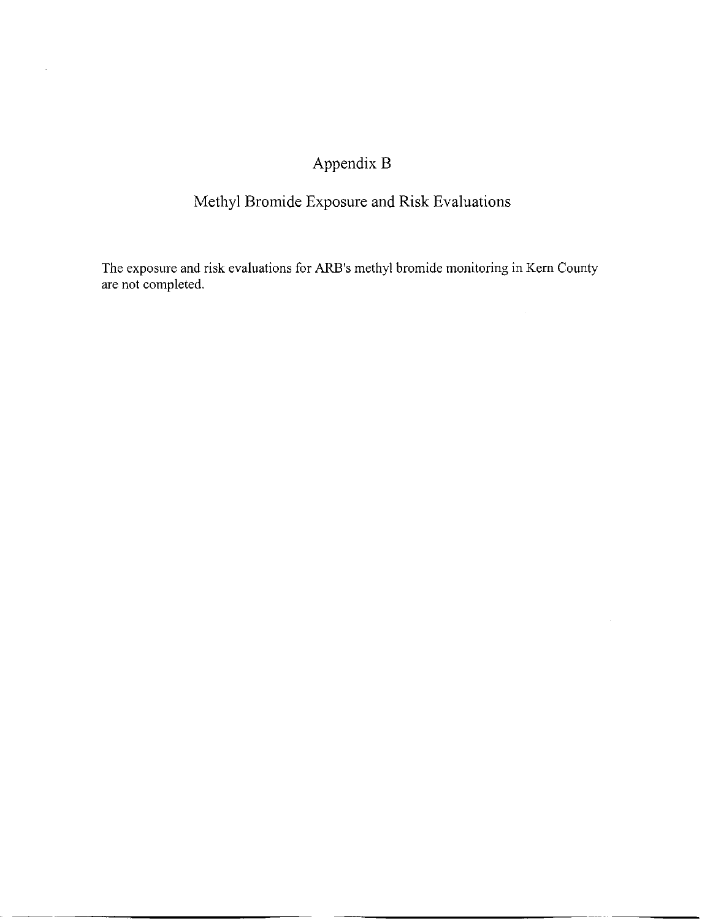# Appendix B

## Methyl Bromide Exposure and Risk Evaluations

The exposure and risk evaluations for ARB's methyl bromide monitoring in Kern County are not completed.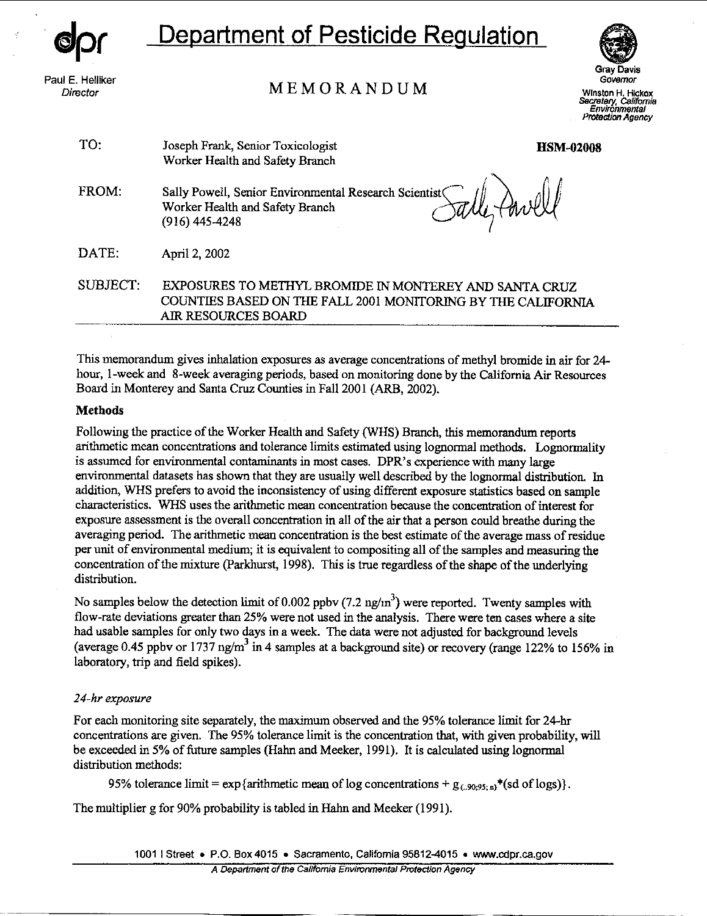**dpr** **Department of Pesticide Regulation**

Paul E. Helliker
*Director*

# MEMORANDUM

Gray Davis
*Governor*

Winston H. Hickox
*Secretary, California Environmental Protection Agency*

| | | |
|---|---|---|
| TO: | Joseph Frank, Senior Toxicologist<br>Worker Health and Safety Branch | **HSM-02008** |
| FROM: | Sally Powell, Senior Environmental Research Scientist<br>Worker Health and Safety Branch<br>(916) 445-4248 | |
| DATE: | April 2, 2002 | |
| SUBJECT: | EXPOSURES TO METHYL BROMIDE IN MONTEREY AND SANTA CRUZ COUNTIES BASED ON THE FALL 2001 MONITORING BY THE CALIFORNIA AIR RESOURCES BOARD | |

This memorandum gives inhalation exposures as average concentrations of methyl bromide in air for 24-hour, 1-week and 8-week averaging periods, based on monitoring done by the California Air Resources Board in Monterey and Santa Cruz Counties in Fall 2001 (ARB, 2002).

## Methods

Following the practice of the Worker Health and Safety (WHS) Branch, this memorandum reports arithmetic mean concentrations and tolerance limits estimated using lognormal methods. Lognormality is assumed for environmental contaminants in most cases. DPR's experience with many large environmental datasets has shown that they are usually well described by the lognormal distribution. In addition, WHS prefers to avoid the inconsistency of using different exposure statistics based on sample characteristics. WHS uses the arithmetic mean concentration because the concentration of interest for exposure assessment is the overall concentration in all of the air that a person could breathe during the averaging period. The arithmetic mean concentration is the best estimate of the average mass of residue per unit of environmental medium; it is equivalent to compositing all of the samples and measuring the concentration of the mixture (Parkhurst, 1998). This is true regardless of the shape of the underlying distribution.

No samples below the detection limit of 0.002 ppbv (7.2 ng/m$^3$) were reported. Twenty samples with flow-rate deviations greater than 25% were not used in the analysis. There were ten cases where a site had usable samples for only two days in a week. The data were not adjusted for background levels (average 0.45 ppbv or 1737 ng/m$^3$ in 4 samples at a background site) or recovery (range 122% to 156% in laboratory, trip and field spikes).

*24-hr exposure*

For each monitoring site separately, the maximum observed and the 95% tolerance limit for 24-hr concentrations are given. The 95% tolerance limit is the concentration that, with given probability, will be exceeded in 5% of future samples (Hahn and Meeker, 1991). It is calculated using lognormal distribution methods:

$$95\% \text{ tolerance limit} = \exp\{\text{arithmetic mean of log concentrations} + g_{(.90;95;n)} * (\text{sd of logs})\}.$$

The multiplier g for 90% probability is tabled in Hahn and Meeker (1991).

1001 I Street • P.O. Box 4015 • Sacramento, California 95812-4015 • www.cdpr.ca.gov
*A Department of the California Environmental Protection Agency*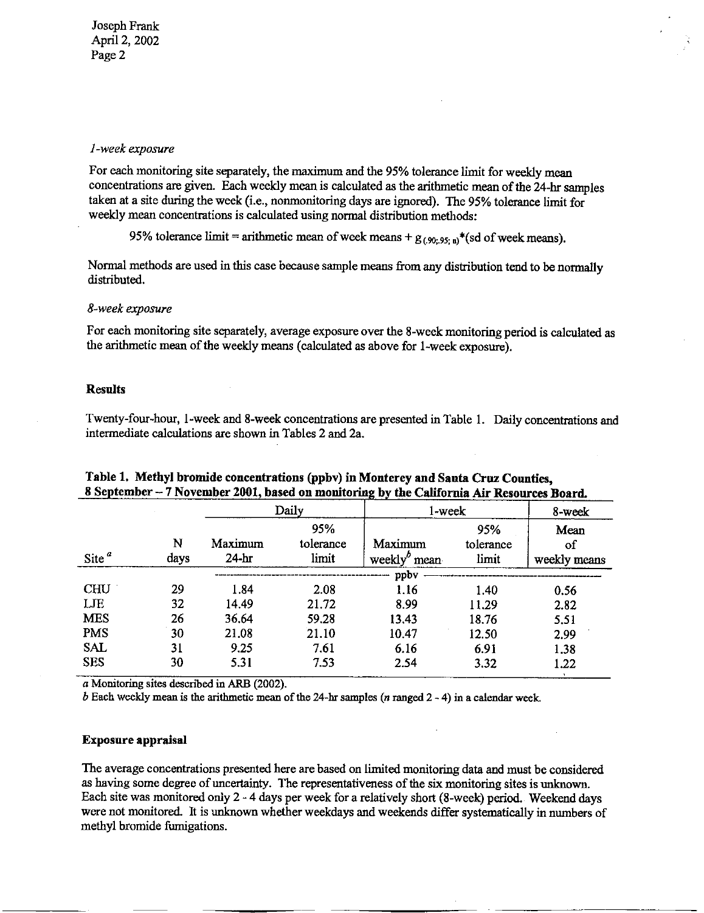*1-week exposure*

For each monitoring site separately, the maximum and the 95% tolerance limit for weekly mean concentrations are given. Each weekly mean is calculated as the arithmetic mean of the 24-hr samples taken at a site during the week (i.e., nonmonitoring days are ignored). The 95% tolerance limit for weekly mean concentrations is calculated using normal distribution methods:

$$95\% \text{ tolerance limit} = \text{arithmetic mean of week means} + g_{(.90;.95;\,n)}*(\text{sd of week means}).$$

Normal methods are used in this case because sample means from any distribution tend to be normally distributed.

*8-week exposure*

For each monitoring site separately, average exposure over the 8-week monitoring period is calculated as the arithmetic mean of the weekly means (calculated as above for 1-week exposure).

**Results**

Twenty-four-hour, 1-week and 8-week concentrations are presented in Table 1. Daily concentrations and intermediate calculations are shown in Tables 2 and 2a.

**Table 1. Methyl bromide concentrations (ppbv) in Monterey and Santa Cruz Counties, 8 September – 7 November 2001, based on monitoring by the California Air Resources Board.**

| | | Daily | | 1-week | | 8-week |
|---|---|---|---|---|---|---|
| Site [a] | N days | Maximum 24-hr | 95% tolerance limit | Maximum weekly[b] mean | 95% tolerance limit | Mean of weekly means |
| | | ppbv | | | | |
| CHU | 29 | 1.84 | 2.08 | 1.16 | 1.40 | 0.56 |
| LJE | 32 | 14.49 | 21.72 | 8.99 | 11.29 | 2.82 |
| MES | 26 | 36.64 | 59.28 | 13.43 | 18.76 | 5.51 |
| PMS | 30 | 21.08 | 21.10 | 10.47 | 12.50 | 2.99 |
| SAL | 31 | 9.25 | 7.61 | 6.16 | 6.91 | 1.38 |
| SES | 30 | 5.31 | 7.53 | 2.54 | 3.32 | 1.22 |

*a* Monitoring sites described in ARB (2002).

*b* Each weekly mean is the arithmetic mean of the 24-hr samples (*n* ranged 2 - 4) in a calendar week.

**Exposure appraisal**

The average concentrations presented here are based on limited monitoring data and must be considered as having some degree of uncertainty. The representativeness of the six monitoring sites is unknown. Each site was monitored only 2 - 4 days per week for a relatively short (8-week) period. Weekend days were not monitored. It is unknown whether weekdays and weekends differ systematically in numbers of methyl bromide fumigations.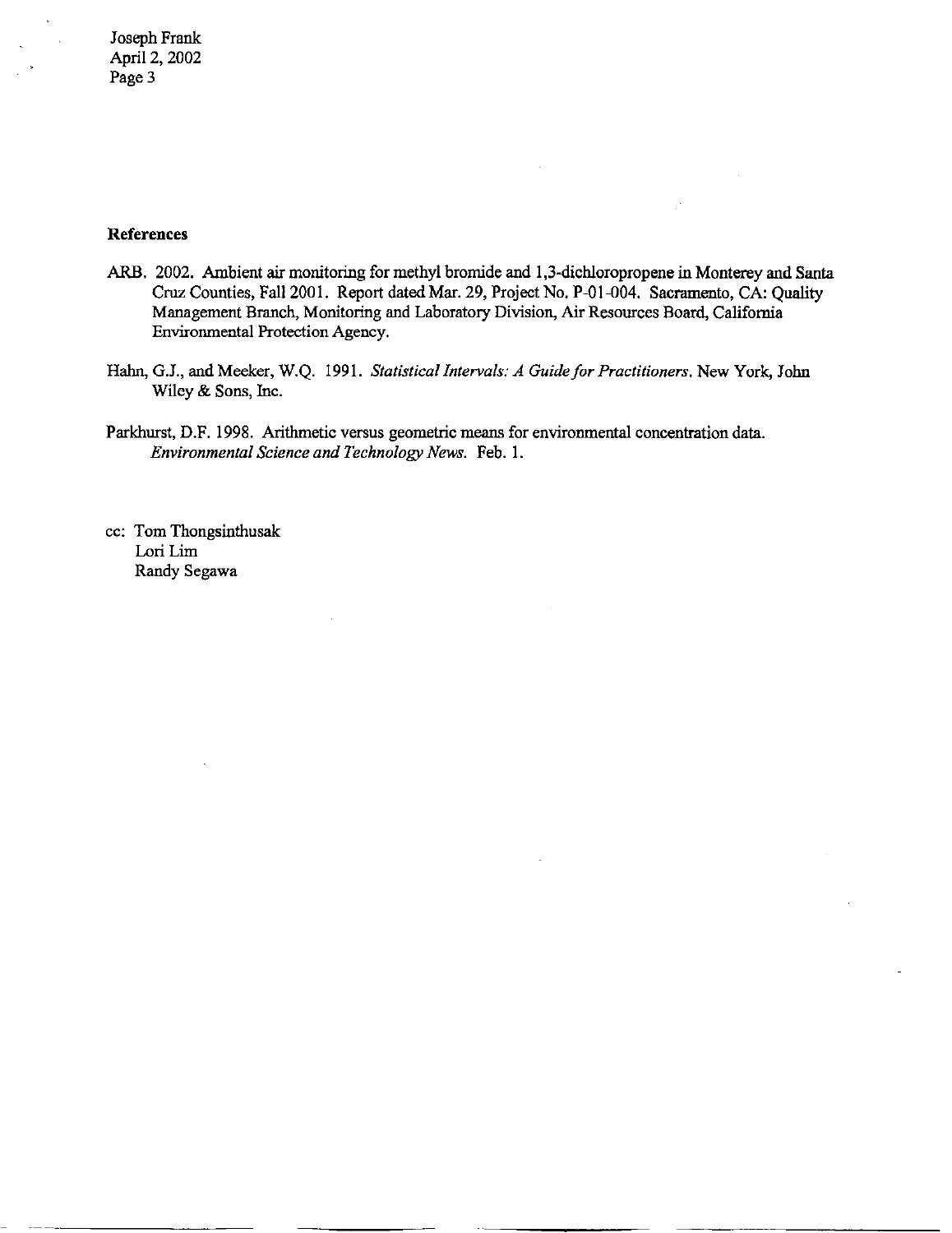**References**

ARB. 2002. Ambient air monitoring for methyl bromide and 1,3-dichloropropene in Monterey and Santa Cruz Counties, Fall 2001. Report dated Mar. 29, Project No. P-01-004. Sacramento, CA: Quality Management Branch, Monitoring and Laboratory Division, Air Resources Board, California Environmental Protection Agency.

Hahn, G.J., and Meeker, W.Q. 1991. *Statistical Intervals: A Guide for Practitioners*. New York, John Wiley & Sons, Inc.

Parkhurst, D.F. 1998. Arithmetic versus geometric means for environmental concentration data. *Environmental Science and Technology News*. Feb. 1.

cc: Tom Thongsinthusak
    Lori Lim
    Randy Segawa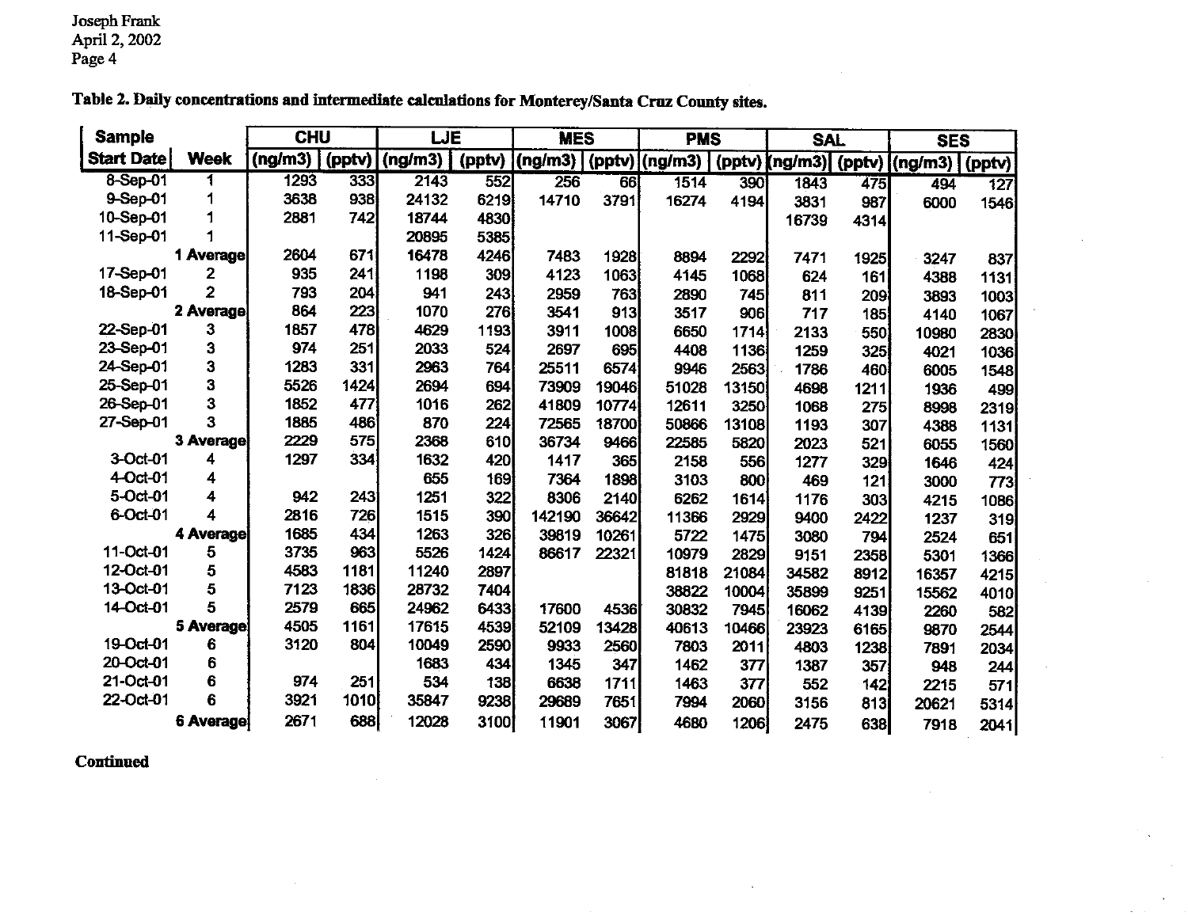**Table 2. Daily concentrations and intermediate calculations for Monterey/Santa Cruz County sites.**

| Sample | | CHU | | LJE | | MES | | PMS | | SAL | | SES | |
|---|---|---|---|---|---|---|---|---|---|---|---|---|---|
| Start Date | Week | (ng/m3) | (pptv) | (ng/m3) | (pptv) | (ng/m3) | (pptv) | (ng/m3) | (pptv) | (ng/m3) | (pptv) | (ng/m3) | (pptv) |
| 8-Sep-01 | 1 | 1293 | 333 | 2143 | 552 | 256 | 66 | 1514 | 390 | 1843 | 475 | 494 | 127 |
| 9-Sep-01 | 1 | 3638 | 938 | 24132 | 6219 | 14710 | 3791 | 16274 | 4194 | 3831 | 987 | 6000 | 1546 |
| 10-Sep-01 | 1 | 2881 | 742 | 18744 | 4830 | | | | | 16739 | 4314 | | |
| 11-Sep-01 | 1 | | | 20895 | 5385 | | | | | | | | |
| | 1 Average | 2604 | 671 | 16478 | 4246 | 7483 | 1928 | 8894 | 2292 | 7471 | 1925 | 3247 | 837 |
| 17-Sep-01 | 2 | 935 | 241 | 1198 | 309 | 4123 | 1063 | 4145 | 1068 | 624 | 161 | 4388 | 1131 |
| 18-Sep-01 | 2 | 793 | 204 | 941 | 243 | 2959 | 763 | 2890 | 745 | 811 | 209 | 3893 | 1003 |
| | 2 Average | 864 | 223 | 1070 | 276 | 3541 | 913 | 3517 | 906 | 717 | 185 | 4140 | 1067 |
| 22-Sep-01 | 3 | 1857 | 478 | 4629 | 1193 | 3911 | 1008 | 6650 | 1714 | 2133 | 550 | 10980 | 2830 |
| 23-Sep-01 | 3 | 974 | 251 | 2033 | 524 | 2697 | 695 | 4408 | 1136 | 1259 | 325 | 4021 | 1036 |
| 24-Sep-01 | 3 | 1283 | 331 | 2963 | 764 | 25511 | 6574 | 9946 | 2563 | 1786 | 460 | 6005 | 1548 |
| 25-Sep-01 | 3 | 5526 | 1424 | 2694 | 694 | 73909 | 19046 | 51028 | 13150 | 4698 | 1211 | 1936 | 499 |
| 26-Sep-01 | 3 | 1852 | 477 | 1016 | 262 | 41809 | 10774 | 12611 | 3250 | 1068 | 275 | 8998 | 2319 |
| 27-Sep-01 | 3 | 1885 | 486 | 870 | 224 | 72565 | 18700 | 50866 | 13108 | 1193 | 307 | 4388 | 1131 |
| | 3 Average | 2229 | 575 | 2368 | 610 | 36734 | 9466 | 22585 | 5820 | 2023 | 521 | 6055 | 1560 |
| 3-Oct-01 | 4 | 1297 | 334 | 1632 | 420 | 1417 | 365 | 2158 | 556 | 1277 | 329 | 1646 | 424 |
| 4-Oct-01 | 4 | | | 655 | 169 | 7364 | 1898 | 3103 | 800 | 469 | 121 | 3000 | 773 |
| 5-Oct-01 | 4 | 942 | 243 | 1251 | 322 | 8306 | 2140 | 6262 | 1614 | 1176 | 303 | 4215 | 1086 |
| 6-Oct-01 | 4 | 2816 | 726 | 1515 | 390 | 142190 | 36642 | 11366 | 2929 | 9400 | 2422 | 1237 | 319 |
| | 4 Average | 1685 | 434 | 1263 | 326 | 39819 | 10261 | 5722 | 1475 | 3080 | 794 | 2524 | 651 |
| 11-Oct-01 | 5 | 3735 | 963 | 5526 | 1424 | 86617 | 22321 | 10979 | 2829 | 9151 | 2358 | 5301 | 1366 |
| 12-Oct-01 | 5 | 4583 | 1181 | 11240 | 2897 | | | 81818 | 21084 | 34582 | 8912 | 16357 | 4215 |
| 13-Oct-01 | 5 | 7123 | 1836 | 28732 | 7404 | | | 38822 | 10004 | 35899 | 9251 | 15562 | 4010 |
| 14-Oct-01 | 5 | 2579 | 665 | 24962 | 6433 | 17600 | 4536 | 30832 | 7945 | 16062 | 4139 | 2260 | 582 |
| | 5 Average | 4505 | 1161 | 17615 | 4539 | 52109 | 13428 | 40613 | 10466 | 23923 | 6165 | 9870 | 2544 |
| 19-Oct-01 | 6 | 3120 | 804 | 10049 | 2590 | 9933 | 2560 | 7803 | 2011 | 4803 | 1238 | 7891 | 2034 |
| 20-Oct-01 | 6 | | | 1683 | 434 | 1345 | 347 | 1462 | 377 | 1387 | 357 | 948 | 244 |
| 21-Oct-01 | 6 | 974 | 251 | 534 | 138 | 6638 | 1711 | 1463 | 377 | 552 | 142 | 2215 | 571 |
| 22-Oct-01 | 6 | 3921 | 1010 | 35847 | 9238 | 29689 | 7651 | 7994 | 2060 | 3156 | 813 | 20621 | 5314 |
| | 6 Average | 2671 | 688 | 12028 | 3100 | 11901 | 3067 | 4680 | 1206 | 2475 | 638 | 7918 | 2041 |

**Continued**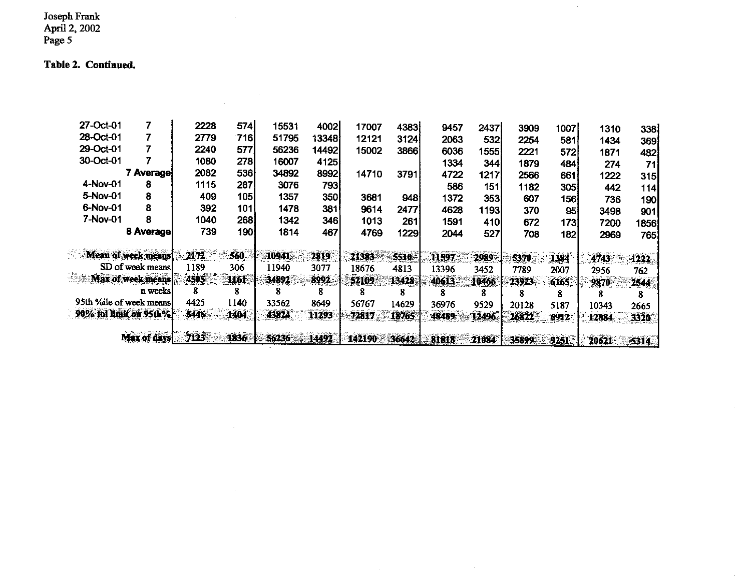**Table 2. Continued.**

| | | | | | | | | | | | | | |
|---|---|---|---|---|---|---|---|---|---|---|---|---|---|
| 27-Oct-01 | 7 | 2228 | 574 | 15531 | 4002 | 17007 | 4383 | 9457 | 2437 | 3909 | 1007 | 1310 | 338 |
| 28-Oct-01 | 7 | 2779 | 716 | 51795 | 13348 | 12121 | 3124 | 2063 | 532 | 2254 | 581 | 1434 | 369 |
| 29-Oct-01 | 7 | 2240 | 577 | 56236 | 14492 | 15002 | 3866 | 6036 | 1555 | 2221 | 572 | 1871 | 482 |
| 30-Oct-01 | 7 | 1080 | 278 | 16007 | 4125 | | | 1334 | 344 | 1879 | 484 | 274 | 71 |
| | **7 Average** | 2082 | 536 | 34892 | 8992 | 14710 | 3791 | 4722 | 1217 | 2566 | 661 | 1222 | 315 |
| 4-Nov-01 | 8 | 1115 | 287 | 3076 | 793 | | | 586 | 151 | 1182 | 305 | 442 | 114 |
| 5-Nov-01 | 8 | 409 | 105 | 1357 | 350 | 3681 | 948 | 1372 | 353 | 607 | 156 | 736 | 190 |
| 6-Nov-01 | 8 | 392 | 101 | 1478 | 381 | 9614 | 2477 | 4628 | 1193 | 370 | 95 | 3498 | 901 |
| 7-Nov-01 | 8 | 1040 | 268 | 1342 | 346 | 1013 | 261 | 1591 | 410 | 672 | 173 | 7200 | 1856 |
| | **8 Average** | 739 | 190 | 1814 | 467 | 4769 | 1229 | 2044 | 527 | 708 | 182 | 2969 | 765 |
| | | | | | | | | | | | | | |
| **Mean of week means** | | **2172** | **560** | **10941** | **2819** | **21383** | **5510** | **11597** | **2989** | **5370** | **1384** | **4743** | **1222** |
| SD of week means | | 1189 | 306 | 11940 | 3077 | 18676 | 4813 | 13396 | 3452 | 7789 | 2007 | 2956 | 762 |
| **Max of week means** | | **4505** | **1161** | **34892** | **8992** | **52109** | **13428** | **40613** | **10466** | **23923** | **6165** | **9870** | **2544** |
| n weeks | | 8 | 8 | 8 | 8 | 8 | 8 | 8 | 8 | 8 | 8 | 8 | 8 |
| 95th %ile of week means | | 4425 | 1140 | 33562 | 8649 | 56767 | 14629 | 36976 | 9529 | 20128 | 5187 | 10343 | 2665 |
| **90% tol limit on 95th%** | | **5446** | **1404** | **43824** | **11293** | **72817** | **18765** | **48489** | **12496** | **26822** | **6912** | **12884** | **3320** |
| | | | | | | | | | | | | | |
| **Max of days** | | **7123** | **1836** | **56236** | **14492** | **142190** | **36642** | **81818** | **21084** | **35899** | **9251** | **20621** | **5314** |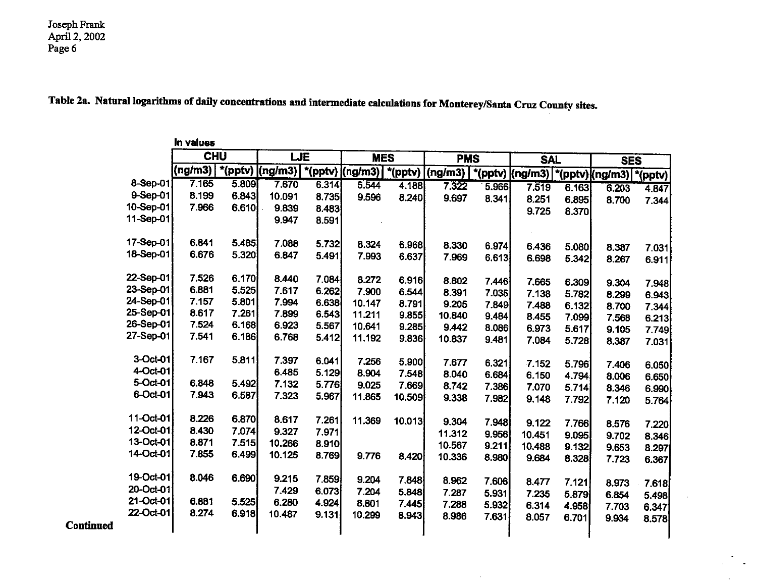**Table 2a. Natural logarithms of daily concentrations and intermediate calculations for Monterey/Santa Cruz County sites.**

| | ln values | | | | | | | | | | | |
|---|---|---|---|---|---|---|---|---|---|---|---|---|
| | CHU | | LJE | | MES | | PMS | | SAL | | SES | |
| | (ng/m3) | *(pptv) | (ng/m3) | *(pptv) | (ng/m3) | *(pptv) | (ng/m3) | *(pptv) | (ng/m3) | *(pptv) | (ng/m3) | *(pptv) |
| 8-Sep-01 | 7.165 | 5.809 | 7.670 | 6.314 | 5.544 | 4.188 | 7.322 | 5.966 | 7.519 | 6.163 | 6.203 | 4.847 |
| 9-Sep-01 | 8.199 | 6.843 | 10.091 | 8.735 | 9.596 | 8.240 | 9.697 | 8.341 | 8.251 | 6.895 | 8.700 | 7.344 |
| 10-Sep-01 | 7.966 | 6.610 | 9.839 | 8.483 | | | | | 9.725 | 8.370 | | |
| 11-Sep-01 | | | 9.947 | 8.591 | | | | | | | | |
| 17-Sep-01 | 6.841 | 5.485 | 7.088 | 5.732 | 8.324 | 6.968 | 8.330 | 6.974 | 6.436 | 5.080 | 8.387 | 7.031 |
| 18-Sep-01 | 6.676 | 5.320 | 6.847 | 5.491 | 7.993 | 6.637 | 7.969 | 6.613 | 6.698 | 5.342 | 8.267 | 6.911 |
| 22-Sep-01 | 7.526 | 6.170 | 8.440 | 7.084 | 8.272 | 6.916 | 8.802 | 7.446 | 7.665 | 6.309 | 9.304 | 7.948 |
| 23-Sep-01 | 6.881 | 5.525 | 7.617 | 6.262 | 7.900 | 6.544 | 8.391 | 7.035 | 7.138 | 5.782 | 8.299 | 6.943 |
| 24-Sep-01 | 7.157 | 5.801 | 7.994 | 6.638 | 10.147 | 8.791 | 9.205 | 7.849 | 7.488 | 6.132 | 8.700 | 7.344 |
| 25-Sep-01 | 8.617 | 7.261 | 7.899 | 6.543 | 11.211 | 9.855 | 10.840 | 9.484 | 8.455 | 7.099 | 7.568 | 6.213 |
| 26-Sep-01 | 7.524 | 6.168 | 6.923 | 5.567 | 10.641 | 9.285 | 9.442 | 8.086 | 6.973 | 5.617 | 9.105 | 7.749 |
| 27-Sep-01 | 7.541 | 6.186 | 6.768 | 5.412 | 11.192 | 9.836 | 10.837 | 9.481 | 7.084 | 5.728 | 8.387 | 7.031 |
| 3-Oct-01 | 7.167 | 5.811 | 7.397 | 6.041 | 7.256 | 5.900 | 7.677 | 6.321 | 7.152 | 5.796 | 7.406 | 6.050 |
| 4-Oct-01 | | | 6.485 | 5.129 | 8.904 | 7.548 | 8.040 | 6.684 | 6.150 | 4.794 | 8.006 | 6.650 |
| 5-Oct-01 | 6.848 | 5.492 | 7.132 | 5.776 | 9.025 | 7.669 | 8.742 | 7.386 | 7.070 | 5.714 | 8.346 | 6.990 |
| 6-Oct-01 | 7.943 | 6.587 | 7.323 | 5.967 | 11.865 | 10.509 | 9.338 | 7.982 | 9.148 | 7.792 | 7.120 | 5.764 |
| 11-Oct-01 | 8.226 | 6.870 | 8.617 | 7.261 | 11.369 | 10.013 | 9.304 | 7.948 | 9.122 | 7.766 | 8.576 | 7.220 |
| 12-Oct-01 | 8.430 | 7.074 | 9.327 | 7.971 | | | 11.312 | 9.956 | 10.451 | 9.095 | 9.702 | 8.346 |
| 13-Oct-01 | 8.871 | 7.515 | 10.266 | 8.910 | | | 10.567 | 9.211 | 10.488 | 9.132 | 9.653 | 8.297 |
| 14-Oct-01 | 7.855 | 6.499 | 10.125 | 8.769 | 9.776 | 8.420 | 10.336 | 8.980 | 9.684 | 8.328 | 7.723 | 6.367 |
| 19-Oct-01 | 8.046 | 6.690 | 9.215 | 7.859 | 9.204 | 7.848 | 8.962 | 7.606 | 8.477 | 7.121 | 8.973 | 7.618 |
| 20-Oct-01 | | | 7.429 | 6.073 | 7.204 | 5.848 | 7.287 | 5.931 | 7.235 | 5.879 | 6.854 | 5.498 |
| 21-Oct-01 | 6.881 | 5.525 | 6.280 | 4.924 | 8.801 | 7.445 | 7.288 | 5.932 | 6.314 | 4.958 | 7.703 | 6.347 |
| 22-Oct-01 | 8.274 | 6.918 | 10.487 | 9.131 | 10.299 | 8.943 | 8.986 | 7.631 | 8.057 | 6.701 | 9.934 | 8.578 |

**Continued**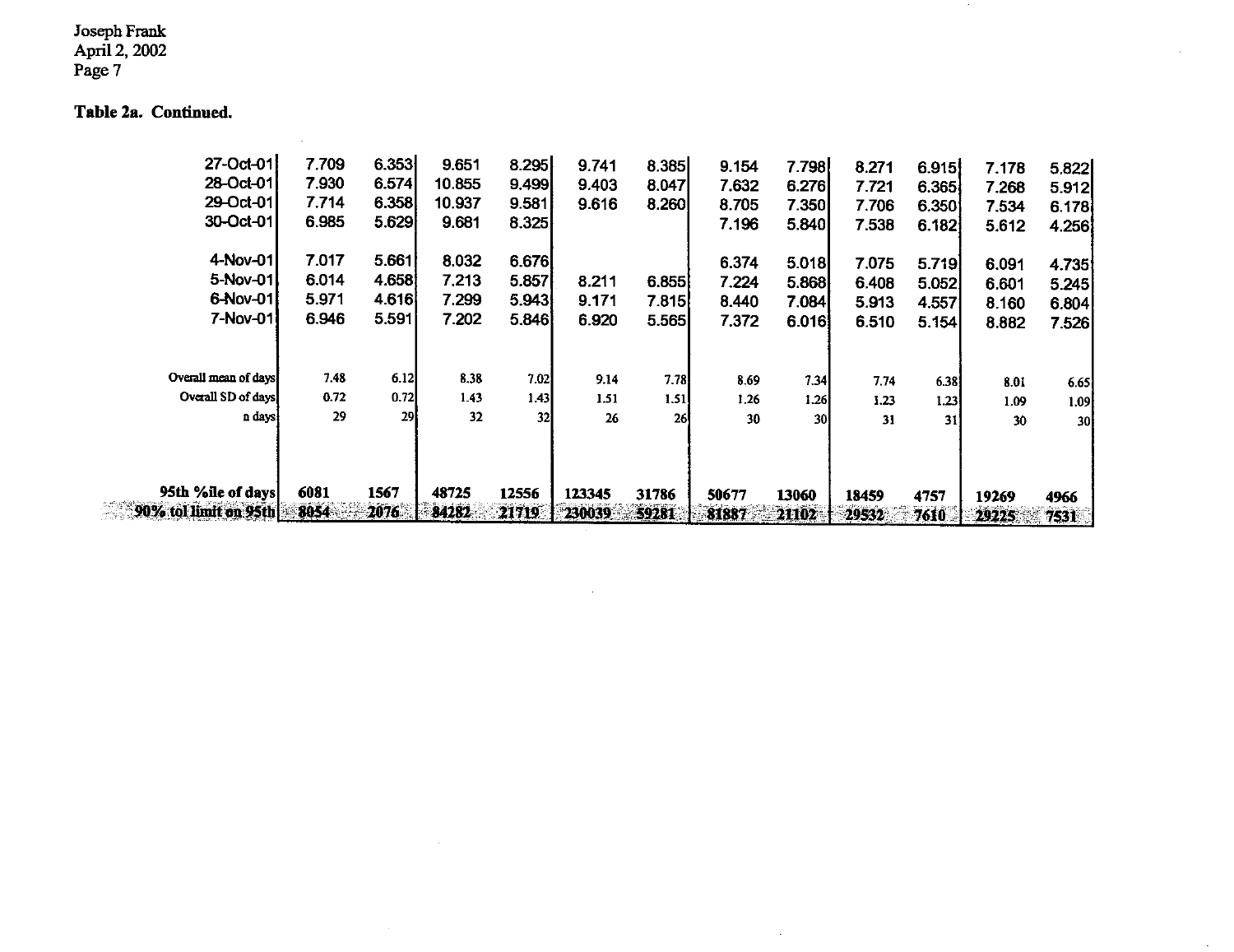**Table 2a. Continued.**

| | | | | | | | | | | | | |
|---|---|---|---|---|---|---|---|---|---|---|---|---|
| 27-Oct-01 | 7.709 | 6.353 | 9.651 | 8.295 | 9.741 | 8.385 | 9.154 | 7.798 | 8.271 | 6.915 | 7.178 | 5.822 |
| 28-Oct-01 | 7.930 | 6.574 | 10.855 | 9.499 | 9.403 | 8.047 | 7.632 | 6.276 | 7.721 | 6.365 | 7.268 | 5.912 |
| 29-Oct-01 | 7.714 | 6.358 | 10.937 | 9.581 | 9.616 | 8.260 | 8.705 | 7.350 | 7.706 | 6.350 | 7.534 | 6.178 |
| 30-Oct-01 | 6.985 | 5.629 | 9.681 | 8.325 | | | 7.196 | 5.840 | 7.538 | 6.182 | 5.612 | 4.256 |
| 4-Nov-01 | 7.017 | 5.661 | 8.032 | 6.676 | | | 6.374 | 5.018 | 7.075 | 5.719 | 6.091 | 4.735 |
| 5-Nov-01 | 6.014 | 4.658 | 7.213 | 5.857 | 8.211 | 6.855 | 7.224 | 5.868 | 6.408 | 5.052 | 6.601 | 5.245 |
| 6-Nov-01 | 5.971 | 4.616 | 7.299 | 5.943 | 9.171 | 7.815 | 8.440 | 7.084 | 5.913 | 4.557 | 8.160 | 6.804 |
| 7-Nov-01 | 6.946 | 5.591 | 7.202 | 5.846 | 6.920 | 5.565 | 7.372 | 6.016 | 6.510 | 5.154 | 8.882 | 7.526 |
| Overall mean of days | 7.48 | 6.12 | 8.38 | 7.02 | 9.14 | 7.78 | 8.69 | 7.34 | 7.74 | 6.38 | 8.01 | 6.65 |
| Overall SD of days | 0.72 | 0.72 | 1.43 | 1.43 | 1.51 | 1.51 | 1.26 | 1.26 | 1.23 | 1.23 | 1.09 | 1.09 |
| n days | 29 | 29 | 32 | 32 | 26 | 26 | 30 | 30 | 31 | 31 | 30 | 30 |
| **95th %ile of days** | **6081** | **1567** | **48725** | **12556** | **123345** | **31786** | **50677** | **13060** | **18459** | **4757** | **19269** | **4966** |
| **90% tol limit on 95th** | **8054** | **2076** | **84282** | **21719** | **230039** | **59281** | **81887** | **21102** | **29532** | **7610** | **29225** | **7531** |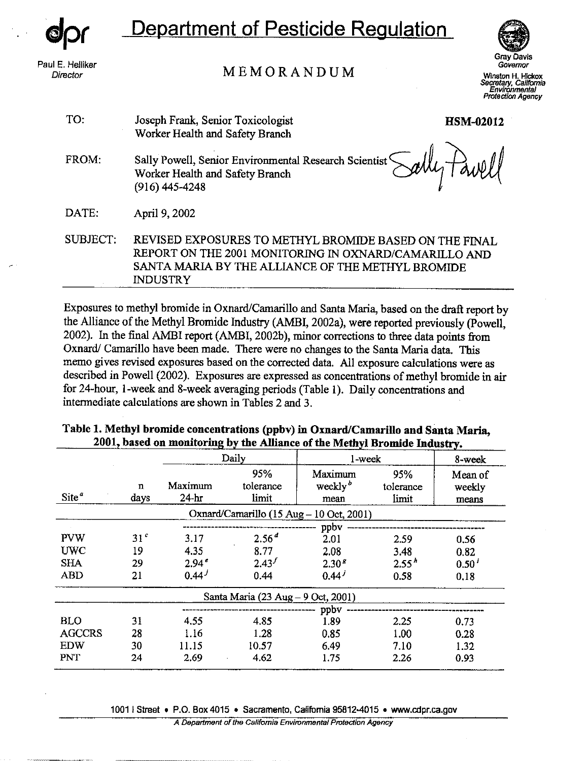# Department of Pesticide Regulation

Paul E. Helliker
*Director*

## MEMORANDUM

Gray Davis
*Governor*

Winston H. Hickox
*Secretary, California Environmental Protection Agency*

| | | |
|---|---|---|
| TO: | Joseph Frank, Senior Toxicologist<br>Worker Health and Safety Branch | **HSM-02012** |
| FROM: | Sally Powell, Senior Environmental Research Scientist<br>Worker Health and Safety Branch<br>(916) 445-4248 | |
| DATE: | April 9, 2002 | |
| SUBJECT: | REVISED EXPOSURES TO METHYL BROMIDE BASED ON THE FINAL REPORT ON THE 2001 MONITORING IN OXNARD/CAMARILLO AND SANTA MARIA BY THE ALLIANCE OF THE METHYL BROMIDE INDUSTRY | |

Exposures to methyl bromide in Oxnard/Camarillo and Santa Maria, based on the draft report by the Alliance of the Methyl Bromide Industry (AMBI, 2002a), were reported previously (Powell, 2002). In the final AMBI report (AMBI, 2002b), minor corrections to three data points from Oxnard/ Camarillo have been made. There were no changes to the Santa Maria data. This memo gives revised exposures based on the corrected data. All exposure calculations were as described in Powell (2002). Exposures are expressed as concentrations of methyl bromide in air for 24-hour, 1-week and 8-week averaging periods (Table 1). Daily concentrations and intermediate calculations are shown in Tables 2 and 3.

**Table 1. Methyl bromide concentrations (ppbv) in Oxnard/Camarillo and Santa Maria, 2001, based on monitoring by the Alliance of the Methyl Bromide Industry.**

| | | Daily | | 1-week | | 8-week |
|---|---|---|---|---|---|---|
| Site [a] | n days | Maximum 24-hr | 95% tolerance limit | Maximum weekly [b] mean | 95% tolerance limit | Mean of weekly means |
| Oxnard/Camarillo (15 Aug – 10 Oct, 2001) | | | | | | |
| | | ppbv | | | | |
| PVW | 31 [c] | 3.17 | 2.56 [d] | 2.01 | 2.59 | 0.56 |
| UWC | 19 | 4.35 | 8.77 | 2.08 | 3.48 | 0.82 |
| SHA | 29 | 2.94 [e] | 2.43 [f] | 2.30 [g] | 2.55 [h] | 0.50 [i] |
| ABD | 21 | 0.44 [j] | 0.44 | 0.44 [j] | 0.58 | 0.18 |
| Santa Maria (23 Aug – 9 Oct, 2001) | | | | | | |
| | | ppbv | | | | |
| BLO | 31 | 4.55 | 4.85 | 1.89 | 2.25 | 0.73 |
| AGCCRS | 28 | 1.16 | 1.28 | 0.85 | 1.00 | 0.28 |
| EDW | 30 | 11.15 | 10.57 | 6.49 | 7.10 | 1.32 |
| PNT | 24 | 2.69 | 4.62 | 1.75 | 2.26 | 0.93 |

1001 I Street • P.O. Box 4015 • Sacramento, California 95812-4015 • www.cdpr.ca.gov

*A Department of the California Environmental Protection Agency*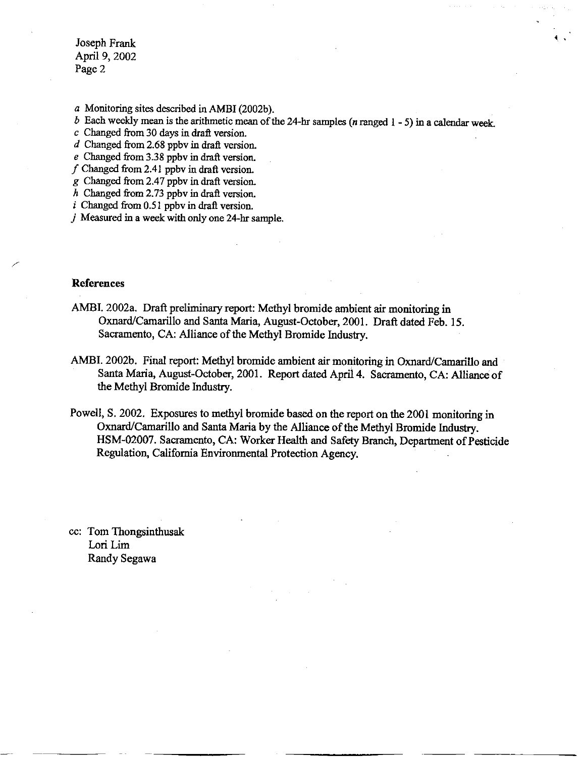*a* Monitoring sites described in AMBI (2002b).

*b* Each weekly mean is the arithmetic mean of the 24-hr samples (*n* ranged 1 - 5) in a calendar week.

*c* Changed from 30 days in draft version.

*d* Changed from 2.68 ppbv in draft version.

*e* Changed from 3.38 ppbv in draft version.

*f* Changed from 2.41 ppbv in draft version.

*g* Changed from 2.47 ppbv in draft version.

*h* Changed from 2.73 ppbv in draft version.

*i* Changed from 0.51 ppbv in draft version.

*j* Measured in a week with only one 24-hr sample.

**References**

AMBI. 2002a. Draft preliminary report: Methyl bromide ambient air monitoring in Oxnard/Camarillo and Santa Maria, August-October, 2001. Draft dated Feb. 15. Sacramento, CA: Alliance of the Methyl Bromide Industry.

AMBI. 2002b. Final report: Methyl bromide ambient air monitoring in Oxnard/Camarillo and Santa Maria, August-October, 2001. Report dated April 4. Sacramento, CA: Alliance of the Methyl Bromide Industry.

Powell, S. 2002. Exposures to methyl bromide based on the report on the 2001 monitoring in Oxnard/Camarillo and Santa Maria by the Alliance of the Methyl Bromide Industry. HSM-02007. Sacramento, CA: Worker Health and Safety Branch, Department of Pesticide Regulation, California Environmental Protection Agency.

cc: Tom Thongsinthusak
Lori Lim
Randy Segawa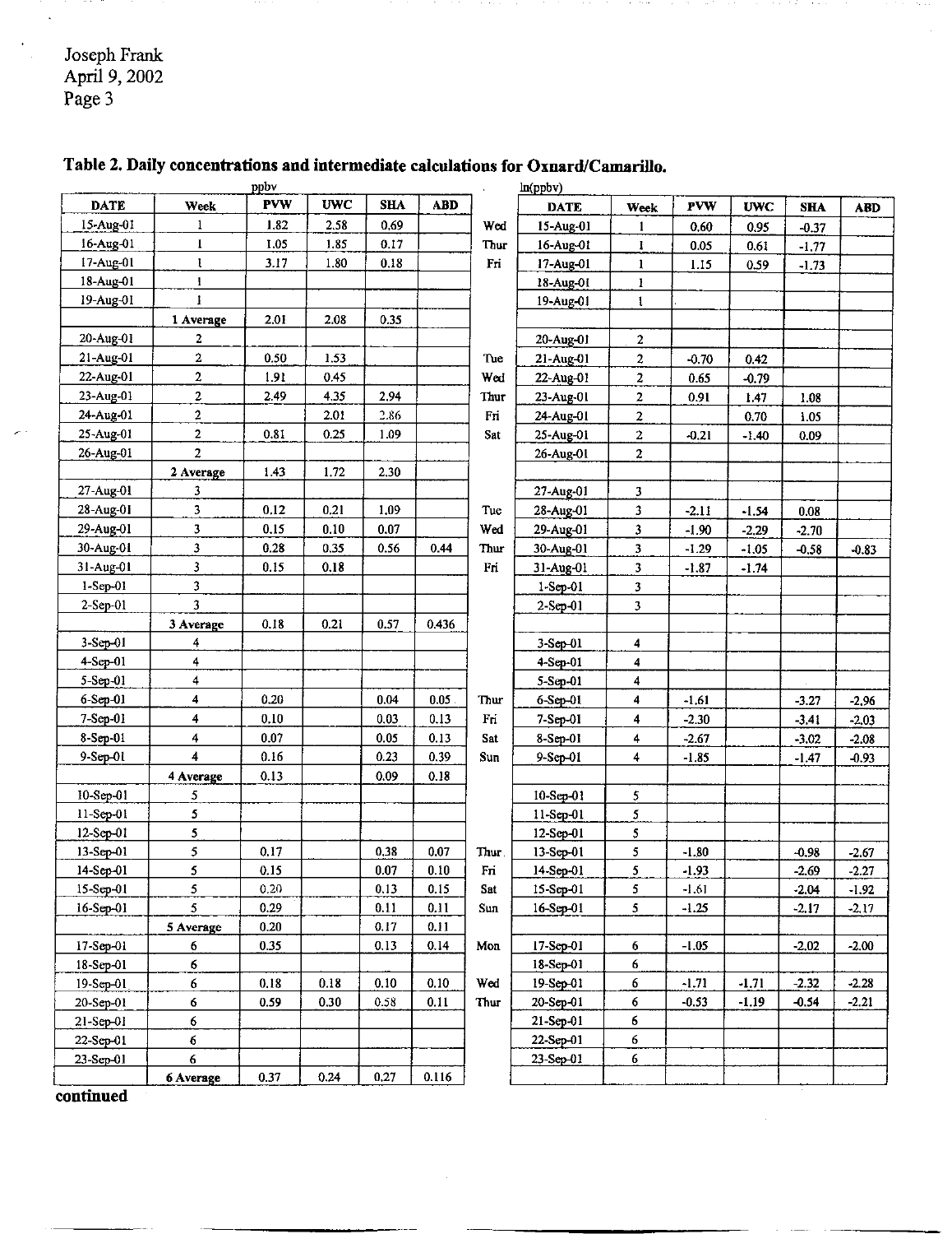## Table 2. Daily concentrations and intermediate calculations for Oxnard/Camarillo.

ppbv

| DATE | Week | PVW | UWC | SHA | ABD |
|---|---|---|---|---|---|
| 15-Aug-01 | 1 | 1.82 | 2.58 | 0.69 | |
| 16-Aug-01 | 1 | 1.05 | 1.85 | 0.17 | |
| 17-Aug-01 | 1 | 3.17 | 1.80 | 0.18 | |
| 18-Aug-01 | 1 | | | | |
| 19-Aug-01 | 1 | | | | |
| | 1 Average | 2.01 | 2.08 | 0.35 | |
| 20-Aug-01 | 2 | | | | |
| 21-Aug-01 | 2 | 0.50 | 1.53 | | |
| 22-Aug-01 | 2 | 1.91 | 0.45 | | |
| 23-Aug-01 | 2 | 2.49 | 4.35 | 2.94 | |
| 24-Aug-01 | 2 | | 2.01 | 2.86 | |
| 25-Aug-01 | 2 | 0.81 | 0.25 | 1.09 | |
| 26-Aug-01 | 2 | | | | |
| | 2 Average | 1.43 | 1.72 | 2.30 | |
| 27-Aug-01 | 3 | | | | |
| 28-Aug-01 | 3 | 0.12 | 0.21 | 1.09 | |
| 29-Aug-01 | 3 | 0.15 | 0.10 | 0.07 | |
| 30-Aug-01 | 3 | 0.28 | 0.35 | 0.56 | 0.44 |
| 31-Aug-01 | 3 | 0.15 | 0.18 | | |
| 1-Sep-01 | 3 | | | | |
| 2-Sep-01 | 3 | | | | |
| | 3 Average | 0.18 | 0.21 | 0.57 | 0.436 |
| 3-Sep-01 | 4 | | | | |
| 4-Sep-01 | 4 | | | | |
| 5-Sep-01 | 4 | | | | |
| 6-Sep-01 | 4 | 0.20 | | 0.04 | 0.05 |
| 7-Sep-01 | 4 | 0.10 | | 0.03 | 0.13 |
| 8-Sep-01 | 4 | 0.07 | | 0.05 | 0.13 |
| 9-Sep-01 | 4 | 0.16 | | 0.23 | 0.39 |
| | 4 Average | 0.13 | | 0.09 | 0.18 |
| 10-Sep-01 | 5 | | | | |
| 11-Sep-01 | 5 | | | | |
| 12-Sep-01 | 5 | | | | |
| 13-Sep-01 | 5 | 0.17 | | 0.38 | 0.07 |
| 14-Sep-01 | 5 | 0.15 | | 0.07 | 0.10 |
| 15-Sep-01 | 5 | 0.20 | | 0.13 | 0.15 |
| 16-Sep-01 | 5 | 0.29 | | 0.11 | 0.11 |
| | 5 Average | 0.20 | | 0.17 | 0.11 |
| 17-Sep-01 | 6 | 0.35 | | 0.13 | 0.14 |
| 18-Sep-01 | 6 | | | | |
| 19-Sep-01 | 6 | 0.18 | 0.18 | 0.10 | 0.10 |
| 20-Sep-01 | 6 | 0.59 | 0.30 | 0.58 | 0.11 |
| 21-Sep-01 | 6 | | | | |
| 22-Sep-01 | 6 | | | | |
| 23-Sep-01 | 6 | | | | |
| | 6 Average | 0.37 | 0.24 | 0.27 | 0.116 |

ln(ppbv)

| | DATE | Week | PVW | UWC | SHA | ABD |
|---|---|---|---|---|---|---|
| Wed | 15-Aug-01 | 1 | 0.60 | 0.95 | -0.37 | |
| Thur | 16-Aug-01 | 1 | 0.05 | 0.61 | -1.77 | |
| Fri | 17-Aug-01 | 1 | 1.15 | 0.59 | -1.73 | |
| | 18-Aug-01 | 1 | | | | |
| | 19-Aug-01 | 1 | | | | |
| | | | | | | |
| | 20-Aug-01 | 2 | | | | |
| Tue | 21-Aug-01 | 2 | -0.70 | 0.42 | | |
| Wed | 22-Aug-01 | 2 | 0.65 | -0.79 | | |
| Thur | 23-Aug-01 | 2 | 0.91 | 1.47 | 1.08 | |
| Fri | 24-Aug-01 | 2 | | 0.70 | 1.05 | |
| Sat | 25-Aug-01 | 2 | -0.21 | -1.40 | 0.09 | |
| | 26-Aug-01 | 2 | | | | |
| | | | | | | |
| | 27-Aug-01 | 3 | | | | |
| Tue | 28-Aug-01 | 3 | -2.11 | -1.54 | 0.08 | |
| Wed | 29-Aug-01 | 3 | -1.90 | -2.29 | -2.70 | |
| Thur | 30-Aug-01 | 3 | -1.29 | -1.05 | -0.58 | -0.83 |
| Fri | 31-Aug-01 | 3 | -1.87 | -1.74 | | |
| | 1-Sep-01 | 3 | | | | |
| | 2-Sep-01 | 3 | | | | |
| | | | | | | |
| | 3-Sep-01 | 4 | | | | |
| | 4-Sep-01 | 4 | | | | |
| | 5-Sep-01 | 4 | | | | |
| Thur | 6-Sep-01 | 4 | -1.61 | | -3.27 | -2.96 |
| Fri | 7-Sep-01 | 4 | -2.30 | | -3.41 | -2.03 |
| Sat | 8-Sep-01 | 4 | -2.67 | | -3.02 | -2.08 |
| Sun | 9-Sep-01 | 4 | -1.85 | | -1.47 | -0.93 |
| | | | | | | |
| | 10-Sep-01 | 5 | | | | |
| | 11-Sep-01 | 5 | | | | |
| | 12-Sep-01 | 5 | | | | |
| Thur | 13-Sep-01 | 5 | -1.80 | | -0.98 | -2.67 |
| Fri | 14-Sep-01 | 5 | -1.93 | | -2.69 | -2.27 |
| Sat | 15-Sep-01 | 5 | -1.61 | | -2.04 | -1.92 |
| Sun | 16-Sep-01 | 5 | -1.25 | | -2.17 | -2.17 |
| | | | | | | |
| Mon | 17-Sep-01 | 6 | -1.05 | | -2.02 | -2.00 |
| | 18-Sep-01 | 6 | | | | |
| Wed | 19-Sep-01 | 6 | -1.71 | -1.71 | -2.32 | -2.28 |
| Thur | 20-Sep-01 | 6 | -0.53 | -1.19 | -0.54 | -2.21 |
| | 21-Sep-01 | 6 | | | | |
| | 22-Sep-01 | 6 | | | | |
| | 23-Sep-01 | 6 | | | | |
| | | | | | | |

**continued**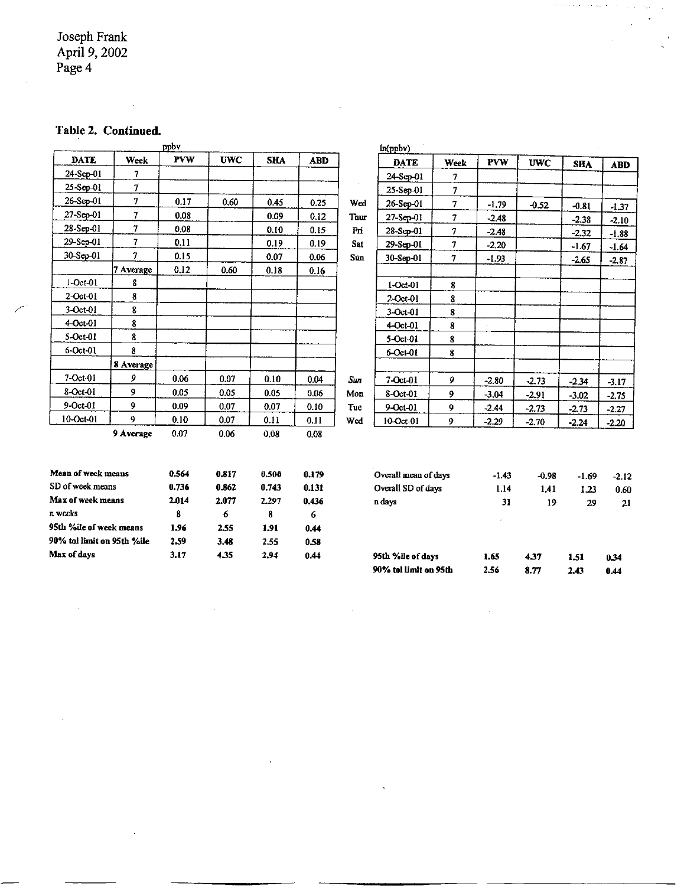## Table 2. Continued.

ppbv

| DATE | Week | PVW | UWC | SHA | ABD |
|---|---|---|---|---|---|
| 24-Sep-01 | 7 | | | | |
| 25-Sep-01 | 7 | | | | |
| 26-Sep-01 | 7 | 0.17 | 0.60 | 0.45 | 0.25 |
| 27-Sep-01 | 7 | 0.08 | | 0.09 | 0.12 |
| 28-Sep-01 | 7 | 0.08 | | 0.10 | 0.15 |
| 29-Sep-01 | 7 | 0.11 | | 0.19 | 0.19 |
| 30-Sep-01 | 7 | 0.15 | | 0.07 | 0.06 |
| | 7 Average | 0.12 | 0.60 | 0.18 | 0.16 |
| 1-Oct-01 | 8 | | | | |
| 2-Oct-01 | 8 | | | | |
| 3-Oct-01 | 8 | | | | |
| 4-Oct-01 | 8 | | | | |
| 5-Oct-01 | 8 | | | | |
| 6-Oct-01 | 8 | | | | |
| | 8 Average | | | | |
| 7-Oct-01 | 9 | 0.06 | 0.07 | 0.10 | 0.04 |
| 8-Oct-01 | 9 | 0.05 | 0.05 | 0.05 | 0.06 |
| 9-Oct-01 | 9 | 0.09 | 0.07 | 0.07 | 0.10 |
| 10-Oct-01 | 9 | 0.10 | 0.07 | 0.11 | 0.11 |
| | 9 Average | 0.07 | 0.06 | 0.08 | 0.08 |

| | PVW | UWC | SHA | ABD |
|---|---|---|---|---|
| **Mean of week means** | 0.564 | 0.817 | 0.500 | 0.179 |
| SD of week means | 0.736 | 0.862 | 0.743 | 0.131 |
| **Max of week means** | 2.014 | 2.077 | 2.297 | 0.436 |
| n weeks | 8 | 6 | 8 | 6 |
| **95th %ile of week means** | 1.96 | 2.55 | 1.91 | 0.44 |
| **90% tol limit on 95th %ile** | 2.59 | 3.48 | 2.55 | 0.58 |
| **Max of days** | 3.17 | 4.35 | 2.94 | 0.44 |

ln(ppbv)

| | DATE | Week | PVW | UWC | SHA | ABD |
|---|---|---|---|---|---|---|
| | 24-Sep-01 | 7 | | | | |
| | 25-Sep-01 | 7 | | | | |
| Wed | 26-Sep-01 | 7 | -1.79 | -0.52 | -0.81 | -1.37 |
| Thur | 27-Sep-01 | 7 | -2.48 | | -2.38 | -2.10 |
| Fri | 28-Sep-01 | 7 | -2.48 | | -2.32 | -1.88 |
| Sat | 29-Sep-01 | 7 | -2.20 | | -1.67 | -1.64 |
| Sun | 30-Sep-01 | 7 | -1.93 | | -2.65 | -2.87 |
| | | | | | | |
| | 1-Oct-01 | 8 | | | | |
| | 2-Oct-01 | 8 | | | | |
| | 3-Oct-01 | 8 | | | | |
| | 4-Oct-01 | 8 | | | | |
| | 5-Oct-01 | 8 | | | | |
| | 6-Oct-01 | 8 | | | | |
| | | | | | | |
| Sun | 7-Oct-01 | 9 | -2.80 | -2.73 | -2.34 | -3.17 |
| Mon | 8-Oct-01 | 9 | -3.04 | -2.91 | -3.02 | -2.75 |
| Tue | 9-Oct-01 | 9 | -2.44 | -2.73 | -2.73 | -2.27 |
| Wed | 10-Oct-01 | 9 | -2.29 | -2.70 | -2.24 | -2.20 |

| | PVW | UWC | SHA | ABD |
|---|---|---|---|---|
| Overall mean of days | -1.43 | -0.98 | -1.69 | -2.12 |
| Overall SD of days | 1.14 | 1.41 | 1.23 | 0.60 |
| n days | 31 | 19 | 29 | 21 |
| **95th %ile of days** | 1.65 | 4.37 | 1.51 | 0.34 |
| **90% tol limit on 95th** | 2.56 | 8.77 | 2.43 | 0.44 |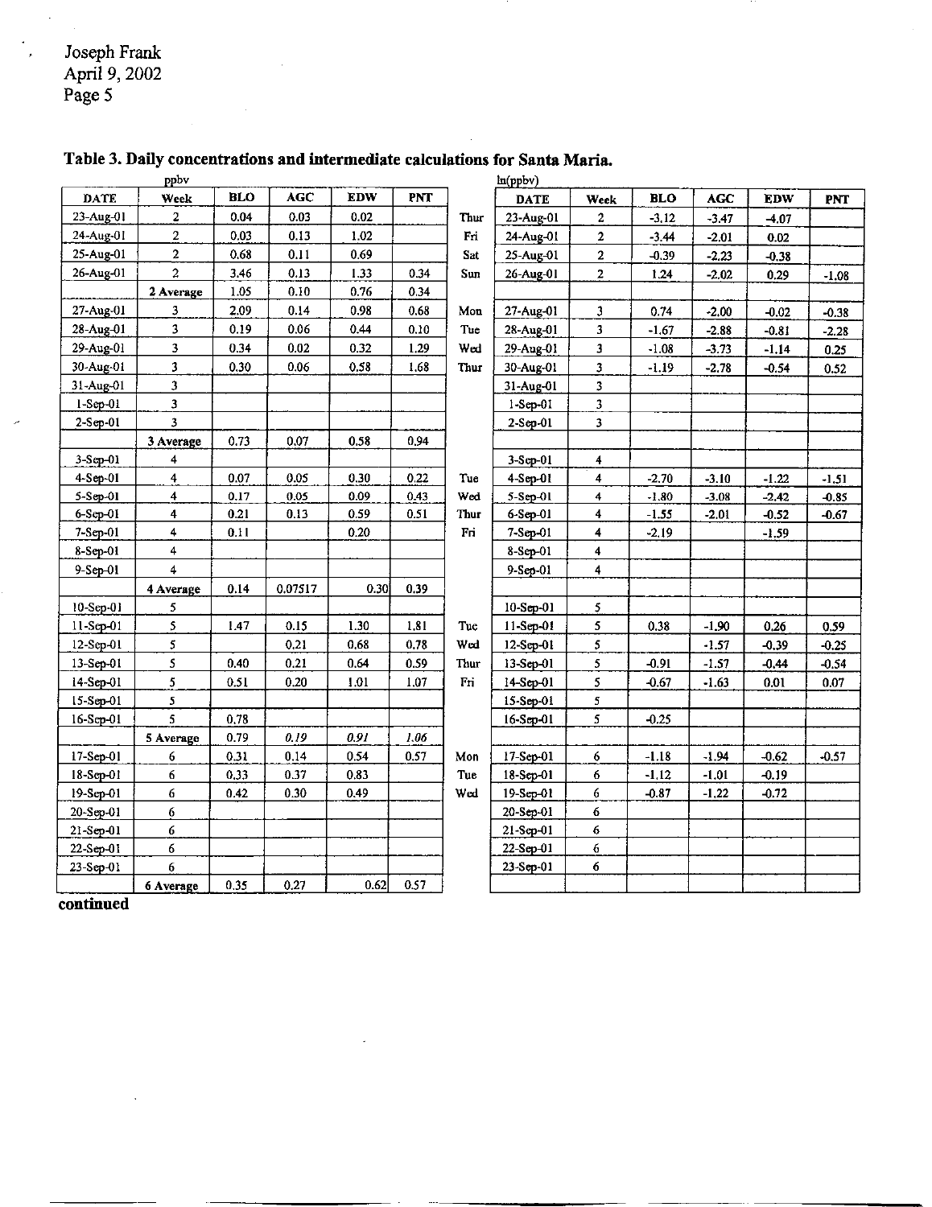Joseph Frank
April 9, 2002
Page 5

**Table 3. Daily concentrations and intermediate calculations for Santa Maria.**

ppbv

| DATE | Week | BLO | AGC | EDW | PNT |
|---|---|---|---|---|---|
| 23-Aug-01 | 2 | 0.04 | 0.03 | 0.02 | |
| 24-Aug-01 | 2 | 0.03 | 0.13 | 1.02 | |
| 25-Aug-01 | 2 | 0.68 | 0.11 | 0.69 | |
| 26-Aug-01 | 2 | 3.46 | 0.13 | 1.33 | 0.34 |
| | 2 Average | 1.05 | 0.10 | 0.76 | 0.34 |
| 27-Aug-01 | 3 | 2.09 | 0.14 | 0.98 | 0.68 |
| 28-Aug-01 | 3 | 0.19 | 0.06 | 0.44 | 0.10 |
| 29-Aug-01 | 3 | 0.34 | 0.02 | 0.32 | 1.29 |
| 30-Aug-01 | 3 | 0.30 | 0.06 | 0.58 | 1.68 |
| 31-Aug-01 | 3 | | | | |
| 1-Sep-01 | 3 | | | | |
| 2-Sep-01 | 3 | | | | |
| | 3 Average | 0.73 | 0.07 | 0.58 | 0.94 |
| 3-Sep-01 | 4 | | | | |
| 4-Sep-01 | 4 | 0.07 | 0.05 | 0.30 | 0.22 |
| 5-Sep-01 | 4 | 0.17 | 0.05 | 0.09 | 0.43 |
| 6-Sep-01 | 4 | 0.21 | 0.13 | 0.59 | 0.51 |
| 7-Sep-01 | 4 | 0.11 | | 0.20 | |
| 8-Sep-01 | 4 | | | | |
| 9-Sep-01 | 4 | | | | |
| | 4 Average | 0.14 | 0.07517 | 0.30 | 0.39 |
| 10-Sep-01 | 5 | | | | |
| 11-Sep-01 | 5 | 1.47 | 0.15 | 1.30 | 1.81 |
| 12-Sep-01 | 5 | | 0.21 | 0.68 | 0.78 |
| 13-Sep-01 | 5 | 0.40 | 0.21 | 0.64 | 0.59 |
| 14-Sep-01 | 5 | 0.51 | 0.20 | 1.01 | 1.07 |
| 15-Sep-01 | 5 | | | | |
| 16-Sep-01 | 5 | 0.78 | | | |
| | 5 Average | 0.79 | *0.19* | *0.91* | *1.06* |
| 17-Sep-01 | 6 | 0.31 | 0.14 | 0.54 | 0.57 |
| 18-Sep-01 | 6 | 0.33 | 0.37 | 0.83 | |
| 19-Sep-01 | 6 | 0.42 | 0.30 | 0.49 | |
| 20-Sep-01 | 6 | | | | |
| 21-Sep-01 | 6 | | | | |
| 22-Sep-01 | 6 | | | | |
| 23-Sep-01 | 6 | | | | |
| | 6 Average | 0.35 | 0.27 | 0.62 | 0.57 |

ln(ppbv)

| | DATE | Week | BLO | AGC | EDW | PNT |
|---|---|---|---|---|---|---|
| Thur | 23-Aug-01 | 2 | -3.12 | -3.47 | -4.07 | |
| Fri | 24-Aug-01 | 2 | -3.44 | -2.01 | 0.02 | |
| Sat | 25-Aug-01 | 2 | -0.39 | -2.23 | -0.38 | |
| Sun | 26-Aug-01 | 2 | 1.24 | -2.02 | 0.29 | -1.08 |
| | | | | | | |
| Mon | 27-Aug-01 | 3 | 0.74 | -2.00 | -0.02 | -0.38 |
| Tue | 28-Aug-01 | 3 | -1.67 | -2.88 | -0.81 | -2.28 |
| Wed | 29-Aug-01 | 3 | -1.08 | -3.73 | -1.14 | 0.25 |
| Thur | 30-Aug-01 | 3 | -1.19 | -2.78 | -0.54 | 0.52 |
| | 31-Aug-01 | 3 | | | | |
| | 1-Sep-01 | 3 | | | | |
| | 2-Sep-01 | 3 | | | | |
| | | | | | | |
| | 3-Sep-01 | 4 | | | | |
| Tue | 4-Sep-01 | 4 | -2.70 | -3.10 | -1.22 | -1.51 |
| Wed | 5-Sep-01 | 4 | -1.80 | -3.08 | -2.42 | -0.85 |
| Thur | 6-Sep-01 | 4 | -1.55 | -2.01 | -0.52 | -0.67 |
| Fri | 7-Sep-01 | 4 | -2.19 | | -1.59 | |
| | 8-Sep-01 | 4 | | | | |
| | 9-Sep-01 | 4 | | | | |
| | | | | | | |
| | 10-Sep-01 | 5 | | | | |
| Tue | 11-Sep-01 | 5 | 0.38 | -1.90 | 0.26 | 0.59 |
| Wed | 12-Sep-01 | 5 | | -1.57 | -0.39 | -0.25 |
| Thur | 13-Sep-01 | 5 | -0.91 | -1.57 | -0.44 | -0.54 |
| Fri | 14-Sep-01 | 5 | -0.67 | -1.63 | 0.01 | 0.07 |
| | 15-Sep-01 | 5 | | | | |
| | 16-Sep-01 | 5 | -0.25 | | | |
| | | | | | | |
| Mon | 17-Sep-01 | 6 | -1.18 | -1.94 | -0.62 | -0.57 |
| Tue | 18-Sep-01 | 6 | -1.12 | -1.01 | -0.19 | |
| Wed | 19-Sep-01 | 6 | -0.87 | -1.22 | -0.72 | |
| | 20-Sep-01 | 6 | | | | |
| | 21-Sep-01 | 6 | | | | |
| | 22-Sep-01 | 6 | | | | |
| | 23-Sep-01 | 6 | | | | |
| | | | | | | |

**continued**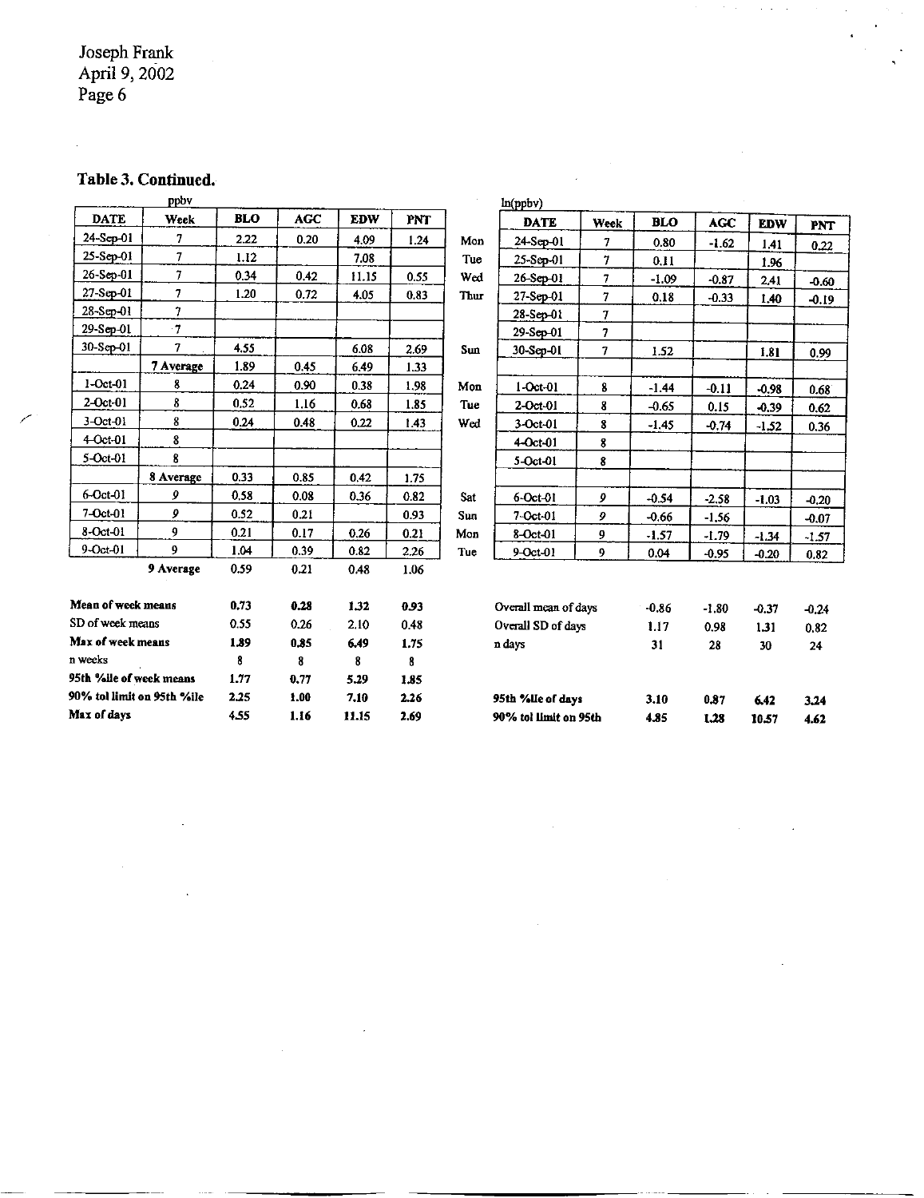## Table 3. Continued.

ppbv

| DATE | Week | BLO | AGC | EDW | PNT |
|---|---|---|---|---|---|
| 24-Sep-01 | 7 | 2.22 | 0.20 | 4.09 | 1.24 |
| 25-Sep-01 | 7 | 1.12 | | 7.08 | |
| 26-Sep-01 | 7 | 0.34 | 0.42 | 11.15 | 0.55 |
| 27-Sep-01 | 7 | 1.20 | 0.72 | 4.05 | 0.83 |
| 28-Sep-01 | 7 | | | | |
| 29-Sep-01 | 7 | | | | |
| 30-Sep-01 | 7 | 4.55 | | 6.08 | 2.69 |
| | 7 Average | 1.89 | 0.45 | 6.49 | 1.33 |
| 1-Oct-01 | 8 | 0.24 | 0.90 | 0.38 | 1.98 |
| 2-Oct-01 | 8 | 0.52 | 1.16 | 0.68 | 1.85 |
| 3-Oct-01 | 8 | 0.24 | 0.48 | 0.22 | 1.43 |
| 4-Oct-01 | 8 | | | | |
| 5-Oct-01 | 8 | | | | |
| | 8 Average | 0.33 | 0.85 | 0.42 | 1.75 |
| 6-Oct-01 | 9 | 0.58 | 0.08 | 0.36 | 0.82 |
| 7-Oct-01 | 9 | 0.52 | 0.21 | | 0.93 |
| 8-Oct-01 | 9 | 0.21 | 0.17 | 0.26 | 0.21 |
| 9-Oct-01 | 9 | 1.04 | 0.39 | 0.82 | 2.26 |
| | 9 Average | 0.59 | 0.21 | 0.48 | 1.06 |

| | BLO | AGC | EDW | PNT |
|---|---|---|---|---|
| **Mean of week means** | 0.73 | 0.28 | 1.32 | 0.93 |
| SD of week means | 0.55 | 0.26 | 2.10 | 0.48 |
| **Max of week means** | 1.89 | 0.85 | 6.49 | 1.75 |
| n weeks | 8 | 8 | 8 | 8 |
| **95th %ile of week means** | 1.77 | 0.77 | 5.29 | 1.85 |
| **90% tol limit on 95th %ile** | 2.25 | 1.00 | 7.10 | 2.26 |
| **Max of days** | 4.55 | 1.16 | 11.15 | 2.69 |

ln(ppbv)

| | DATE | Week | BLO | AGC | EDW | PNT |
|---|---|---|---|---|---|---|
| Mon | 24-Sep-01 | 7 | 0.80 | -1.62 | 1.41 | 0.22 |
| Tue | 25-Sep-01 | 7 | 0.11 | | 1.96 | |
| Wed | 26-Sep-01 | 7 | -1.09 | -0.87 | 2.41 | -0.60 |
| Thur | 27-Sep-01 | 7 | 0.18 | -0.33 | 1.40 | -0.19 |
| | 28-Sep-01 | 7 | | | | |
| | 29-Sep-01 | 7 | | | | |
| Sun | 30-Sep-01 | 7 | 1.52 | | 1.81 | 0.99 |
| | | | | | | |
| Mon | 1-Oct-01 | 8 | -1.44 | -0.11 | -0.98 | 0.68 |
| Tue | 2-Oct-01 | 8 | -0.65 | 0.15 | -0.39 | 0.62 |
| Wed | 3-Oct-01 | 8 | -1.45 | -0.74 | -1.52 | 0.36 |
| | 4-Oct-01 | 8 | | | | |
| | 5-Oct-01 | 8 | | | | |
| | | | | | | |
| Sat | 6-Oct-01 | 9 | -0.54 | -2.58 | -1.03 | -0.20 |
| Sun | 7-Oct-01 | 9 | -0.66 | -1.56 | | -0.07 |
| Mon | 8-Oct-01 | 9 | -1.57 | -1.79 | -1.34 | -1.57 |
| Tue | 9-Oct-01 | 9 | 0.04 | -0.95 | -0.20 | 0.82 |

| | BLO | AGC | EDW | PNT |
|---|---|---|---|---|
| Overall mean of days | -0.86 | -1.80 | -0.37 | -0.24 |
| Overall SD of days | 1.17 | 0.98 | 1.31 | 0.82 |
| n days | 31 | 28 | 30 | 24 |
| **95th %ile of days** | 3.10 | 0.87 | 6.42 | 3.24 |
| **90% tol limit on 95th** | 4.85 | 1.28 | 10.57 | 4.62 |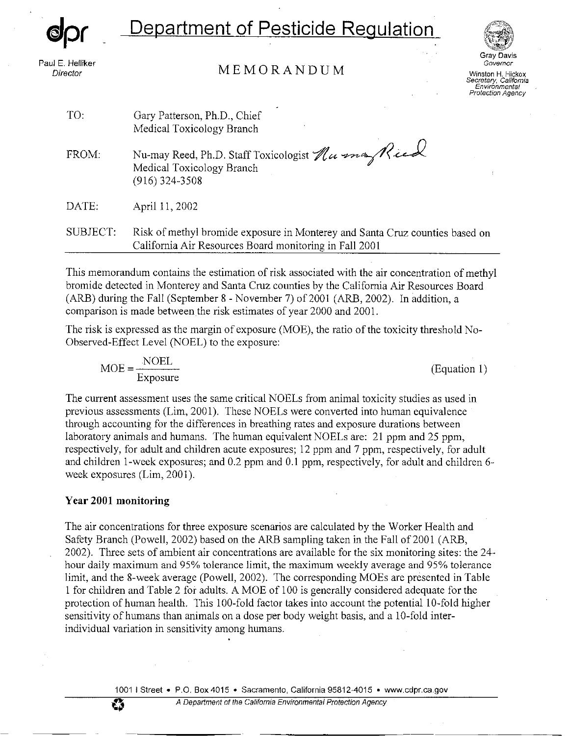**Department of Pesticide Regulation**

Paul E. Helliker
*Director*

MEMORANDUM

Gray Davis
*Governor*

Winston H. Hickox
*Secretary, California Environmental Protection Agency*

TO: Gary Patterson, Ph.D., Chief
Medical Toxicology Branch

FROM: Nu-may Reed, Ph.D. Staff Toxicologist
Medical Toxicology Branch
(916) 324-3508

DATE: April 11, 2002

SUBJECT: Risk of methyl bromide exposure in Monterey and Santa Cruz counties based on California Air Resources Board monitoring in Fall 2001

This memorandum contains the estimation of risk associated with the air concentration of methyl bromide detected in Monterey and Santa Cruz counties by the California Air Resources Board (ARB) during the Fall (September 8 - November 7) of 2001 (ARB, 2002). In addition, a comparison is made between the risk estimates of year 2000 and 2001.

The risk is expressed as the margin of exposure (MOE), the ratio of the toxicity threshold No-Observed-Effect Level (NOEL) to the exposure:

$$MOE = \frac{NOEL}{Exposure} \quad \text{(Equation 1)}$$

The current assessment uses the same critical NOELs from animal toxicity studies as used in previous assessments (Lim, 2001). These NOELs were converted into human equivalence through accounting for the differences in breathing rates and exposure durations between laboratory animals and humans. The human equivalent NOELs are: 21 ppm and 25 ppm, respectively, for adult and children acute exposures; 12 ppm and 7 ppm, respectively, for adult and children 1-week exposures; and 0.2 ppm and 0.1 ppm, respectively, for adult and children 6-week exposures (Lim, 2001).

## Year 2001 monitoring

The air concentrations for three exposure scenarios are calculated by the Worker Health and Safety Branch (Powell, 2002) based on the ARB sampling taken in the Fall of 2001 (ARB, 2002). Three sets of ambient air concentrations are available for the six monitoring sites: the 24-hour daily maximum and 95% tolerance limit, the maximum weekly average and 95% tolerance limit, and the 8-week average (Powell, 2002). The corresponding MOEs are presented in Table 1 for children and Table 2 for adults. A MOE of 100 is generally considered adequate for the protection of human health. This 100-fold factor takes into account the potential 10-fold higher sensitivity of humans than animals on a dose per body weight basis, and a 10-fold inter-individual variation in sensitivity among humans.

1001 I Street • P.O. Box 4015 • Sacramento, California 95812-4015 • www.cdpr.ca.gov

*A Department of the California Environmental Protection Agency*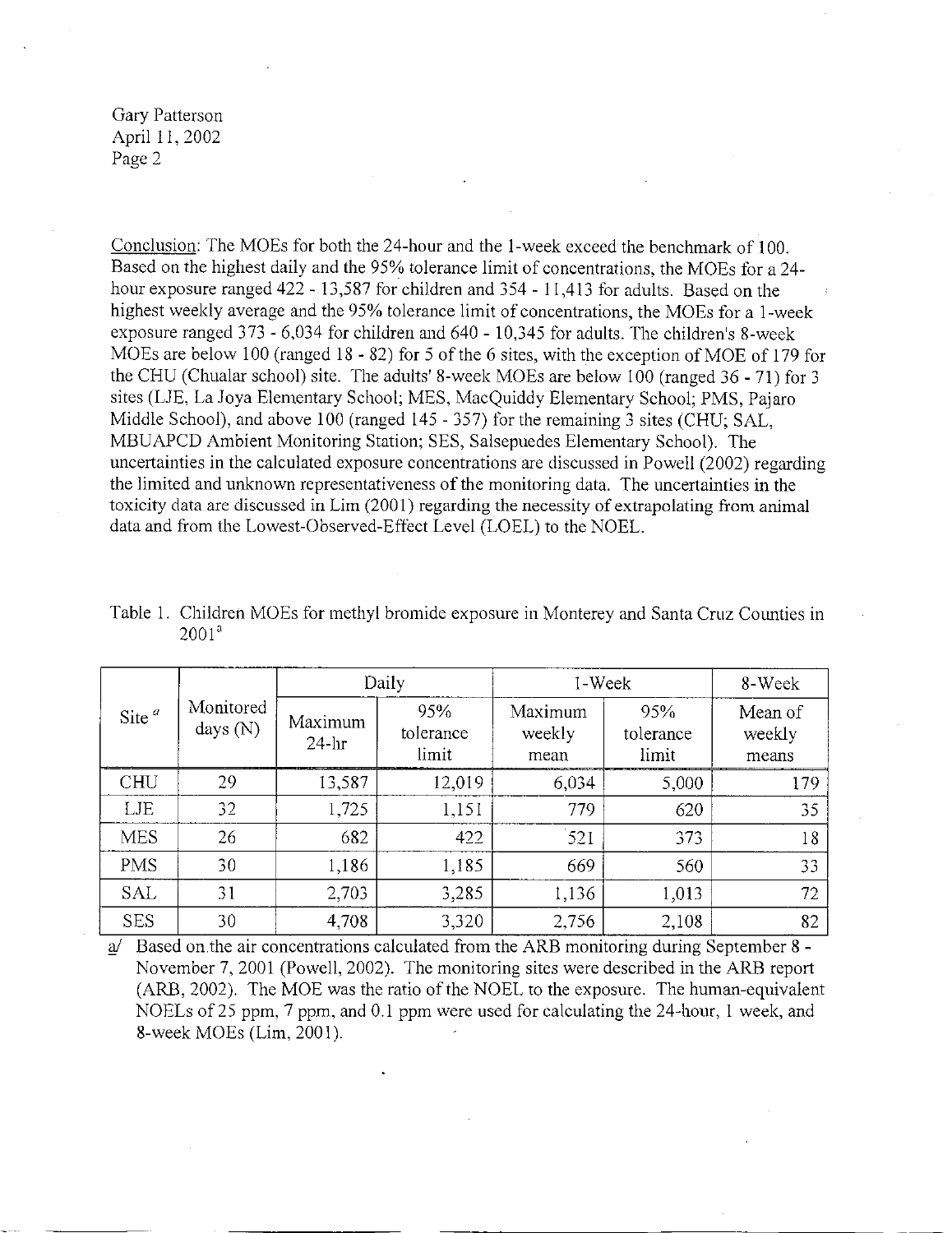Conclusion: The MOEs for both the 24-hour and the 1-week exceed the benchmark of 100. Based on the highest daily and the 95% tolerance limit of concentrations, the MOEs for a 24-hour exposure ranged 422 - 13,587 for children and 354 - 11,413 for adults. Based on the highest weekly average and the 95% tolerance limit of concentrations, the MOEs for a 1-week exposure ranged 373 - 6,034 for children and 640 - 10,345 for adults. The children's 8-week MOEs are below 100 (ranged 18 - 82) for 5 of the 6 sites, with the exception of MOE of 179 for the CHU (Chualar school) site. The adults' 8-week MOEs are below 100 (ranged 36 - 71) for 3 sites (LJE, La Joya Elementary School; MES, MacQuiddy Elementary School; PMS, Pajaro Middle School), and above 100 (ranged 145 - 357) for the remaining 3 sites (CHU; SAL, MBUAPCD Ambient Monitoring Station; SES, Salsepuedes Elementary School). The uncertainties in the calculated exposure concentrations are discussed in Powell (2002) regarding the limited and unknown representativeness of the monitoring data. The uncertainties in the toxicity data are discussed in Lim (2001) regarding the necessity of extrapolating from animal data and from the Lowest-Observed-Effect Level (LOEL) to the NOEL.

Table 1. Children MOEs for methyl bromide exposure in Monterey and Santa Cruz Counties in 2001[a]

| Site [a] | Monitored days (N) | Daily | | 1-Week | | 8-Week |
|---|---|---|---|---|---|---|
| | | Maximum 24-hr | 95% tolerance limit | Maximum weekly mean | 95% tolerance limit | Mean of weekly means |
| CHU | 29 | 13,587 | 12,019 | 6,034 | 5,000 | 179 |
| LJE | 32 | 1,725 | 1,151 | 779 | 620 | 35 |
| MES | 26 | 682 | 422 | 521 | 373 | 18 |
| PMS | 30 | 1,186 | 1,185 | 669 | 560 | 33 |
| SAL | 31 | 2,703 | 3,285 | 1,136 | 1,013 | 72 |
| SES | 30 | 4,708 | 3,320 | 2,756 | 2,108 | 82 |

a/ Based on the air concentrations calculated from the ARB monitoring during September 8 - November 7, 2001 (Powell, 2002). The monitoring sites were described in the ARB report (ARB, 2002). The MOE was the ratio of the NOEL to the exposure. The human-equivalent NOELs of 25 ppm, 7 ppm, and 0.1 ppm were used for calculating the 24-hour, 1 week, and 8-week MOEs (Lim, 2001).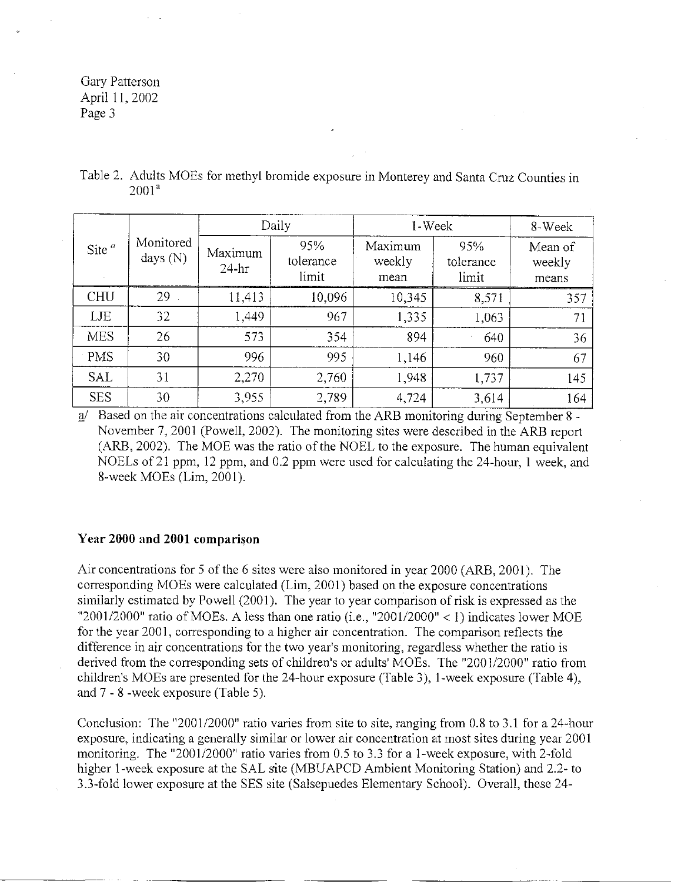Table 2. Adults MOEs for methyl bromide exposure in Monterey and Santa Cruz Counties in 2001[a]

| Site [a] | Monitored days (N) | Daily | | 1-Week | | 8-Week |
|---|---|---|---|---|---|---|
| | | Maximum 24-hr | 95% tolerance limit | Maximum weekly mean | 95% tolerance limit | Mean of weekly means |
| CHU | 29 | 11,413 | 10,096 | 10,345 | 8,571 | 357 |
| LJE | 32 | 1,449 | 967 | 1,335 | 1,063 | 71 |
| MES | 26 | 573 | 354 | 894 | 640 | 36 |
| PMS | 30 | 996 | 995 | 1,146 | 960 | 67 |
| SAL | 31 | 2,270 | 2,760 | 1,948 | 1,737 | 145 |
| SES | 30 | 3,955 | 2,789 | 4,724 | 3,614 | 164 |

a/ Based on the air concentrations calculated from the ARB monitoring during September 8 - November 7, 2001 (Powell, 2002). The monitoring sites were described in the ARB report (ARB, 2002). The MOE was the ratio of the NOEL to the exposure. The human equivalent NOELs of 21 ppm, 12 ppm, and 0.2 ppm were used for calculating the 24-hour, 1 week, and 8-week MOEs (Lim, 2001).

**Year 2000 and 2001 comparison**

Air concentrations for 5 of the 6 sites were also monitored in year 2000 (ARB, 2001). The corresponding MOEs were calculated (Lim, 2001) based on the exposure concentrations similarly estimated by Powell (2001). The year to year comparison of risk is expressed as the "2001/2000" ratio of MOEs. A less than one ratio (i.e., "2001/2000" < 1) indicates lower MOE for the year 2001, corresponding to a higher air concentration. The comparison reflects the difference in air concentrations for the two year's monitoring, regardless whether the ratio is derived from the corresponding sets of children's or adults' MOEs. The "2001/2000" ratio from children's MOEs are presented for the 24-hour exposure (Table 3), 1-week exposure (Table 4), and 7 - 8 -week exposure (Table 5).

Conclusion: The "2001/2000" ratio varies from site to site, ranging from 0.8 to 3.1 for a 24-hour exposure, indicating a generally similar or lower air concentration at most sites during year 2001 monitoring. The "2001/2000" ratio varies from 0.5 to 3.3 for a 1-week exposure, with 2-fold higher 1-week exposure at the SAL site (MBUAPCD Ambient Monitoring Station) and 2.2- to 3.3-fold lower exposure at the SES site (Salsepuedes Elementary School). Overall, these 24-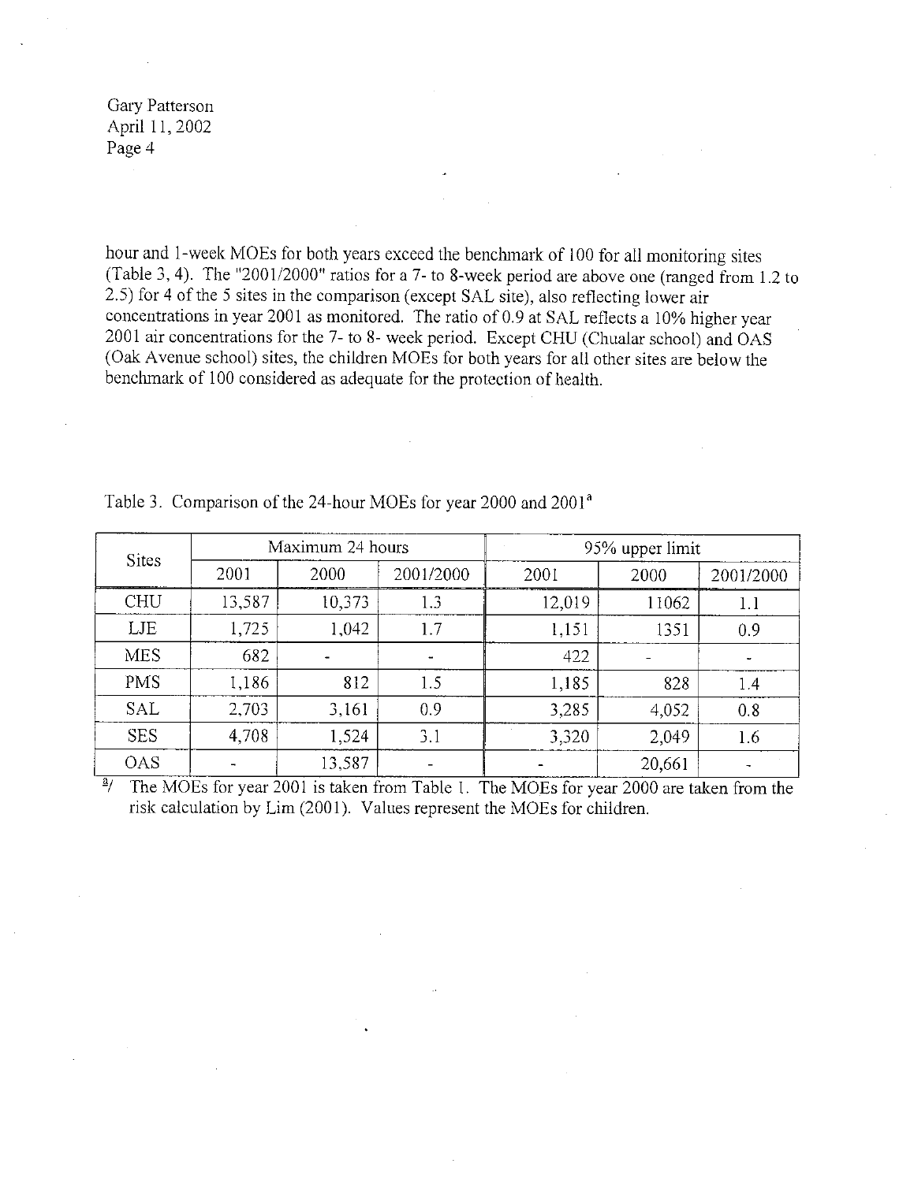hour and 1-week MOEs for both years exceed the benchmark of 100 for all monitoring sites (Table 3, 4). The "2001/2000" ratios for a 7- to 8-week period are above one (ranged from 1.2 to 2.5) for 4 of the 5 sites in the comparison (except SAL site), also reflecting lower air concentrations in year 2001 as monitored. The ratio of 0.9 at SAL reflects a 10% higher year 2001 air concentrations for the 7- to 8- week period. Except CHU (Chualar school) and OAS (Oak Avenue school) sites, the children MOEs for both years for all other sites are below the benchmark of 100 considered as adequate for the protection of health.

Table 3. Comparison of the 24-hour MOEs for year 2000 and 2001[a]

| Sites | Maximum 24 hours | | | 95% upper limit | | |
|---|---|---|---|---|---|---|
| | 2001 | 2000 | 2001/2000 | 2001 | 2000 | 2001/2000 |
| CHU | 13,587 | 10,373 | 1.3 | 12,019 | 11062 | 1.1 |
| LJE | 1,725 | 1,042 | 1.7 | 1,151 | 1351 | 0.9 |
| MES | 682 | - | - | 422 | - | - |
| PMS | 1,186 | 812 | 1.5 | 1,185 | 828 | 1.4 |
| SAL | 2,703 | 3,161 | 0.9 | 3,285 | 4,052 | 0.8 |
| SES | 4,708 | 1,524 | 3.1 | 3,320 | 2,049 | 1.6 |
| OAS | - | 13,587 | - | - | 20,661 | - |

[a] The MOEs for year 2001 is taken from Table 1. The MOEs for year 2000 are taken from the risk calculation by Lim (2001). Values represent the MOEs for children.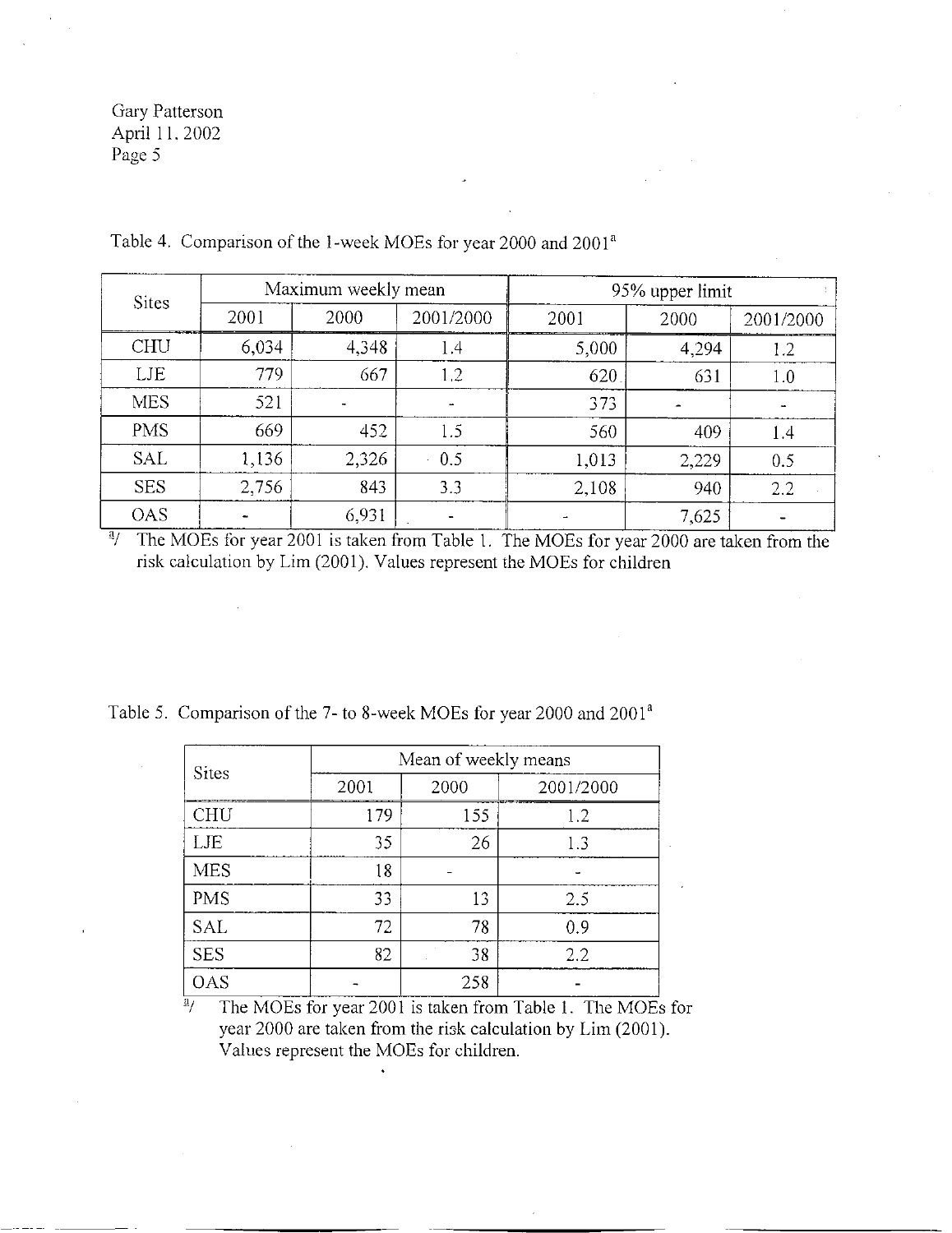Table 4. Comparison of the 1-week MOEs for year 2000 and 2001[a]

| Sites | Maximum weekly mean | | | 95% upper limit | | |
|---|---|---|---|---|---|---|
| | 2001 | 2000 | 2001/2000 | 2001 | 2000 | 2001/2000 |
| CHU | 6,034 | 4,348 | 1.4 | 5,000 | 4,294 | 1.2 |
| LJE | 779 | 667 | 1.2 | 620 | 631 | 1.0 |
| MES | 521 | - | - | 373 | - | - |
| PMS | 669 | 452 | 1.5 | 560 | 409 | 1.4 |
| SAL | 1,136 | 2,326 | 0.5 | 1,013 | 2,229 | 0.5 |
| SES | 2,756 | 843 | 3.3 | 2,108 | 940 | 2.2 |
| OAS | - | 6,931 | - | - | 7,625 | - |

[a]/ The MOEs for year 2001 is taken from Table 1. The MOEs for year 2000 are taken from the risk calculation by Lim (2001). Values represent the MOEs for children

Table 5. Comparison of the 7- to 8-week MOEs for year 2000 and 2001[a]

| Sites | Mean of weekly means | | |
|---|---|---|---|
| | 2001 | 2000 | 2001/2000 |
| CHU | 179 | 155 | 1.2 |
| LJE | 35 | 26 | 1.3 |
| MES | 18 | - | - |
| PMS | 33 | 13 | 2.5 |
| SAL | 72 | 78 | 0.9 |
| SES | 82 | 38 | 2.2 |
| OAS | - | 258 | - |

[a]/ The MOEs for year 2001 is taken from Table 1. The MOEs for year 2000 are taken from the risk calculation by Lim (2001). Values represent the MOEs for children.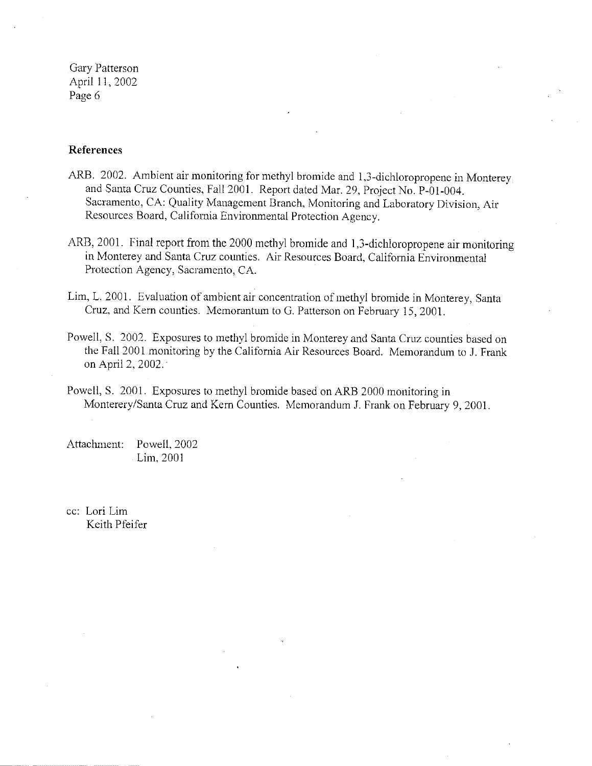## References

ARB. 2002. Ambient air monitoring for methyl bromide and 1,3-dichloropropene in Monterey and Santa Cruz Counties, Fall 2001. Report dated Mar. 29, Project No. P-01-004. Sacramento, CA: Quality Management Branch, Monitoring and Laboratory Division, Air Resources Board, California Environmental Protection Agency.

ARB, 2001. Final report from the 2000 methyl bromide and 1,3-dichloropropene air monitoring in Monterey and Santa Cruz counties. Air Resources Board, California Environmental Protection Agency, Sacramento, CA.

Lim, L. 2001. Evaluation of ambient air concentration of methyl bromide in Monterey, Santa Cruz, and Kern counties. Memorantum to G. Patterson on February 15, 2001.

Powell, S. 2002. Exposures to methyl bromide in Monterey and Santa Cruz counties based on the Fall 2001 monitoring by the California Air Resources Board. Memorandum to J. Frank on April 2, 2002.

Powell, S. 2001. Exposures to methyl bromide based on ARB 2000 monitoring in Monterery/Santa Cruz and Kern Counties. Memorandum J. Frank on February 9, 2001.

Attachment: Powell, 2002
Lim, 2001

cc: Lori Lim
Keith Pfeifer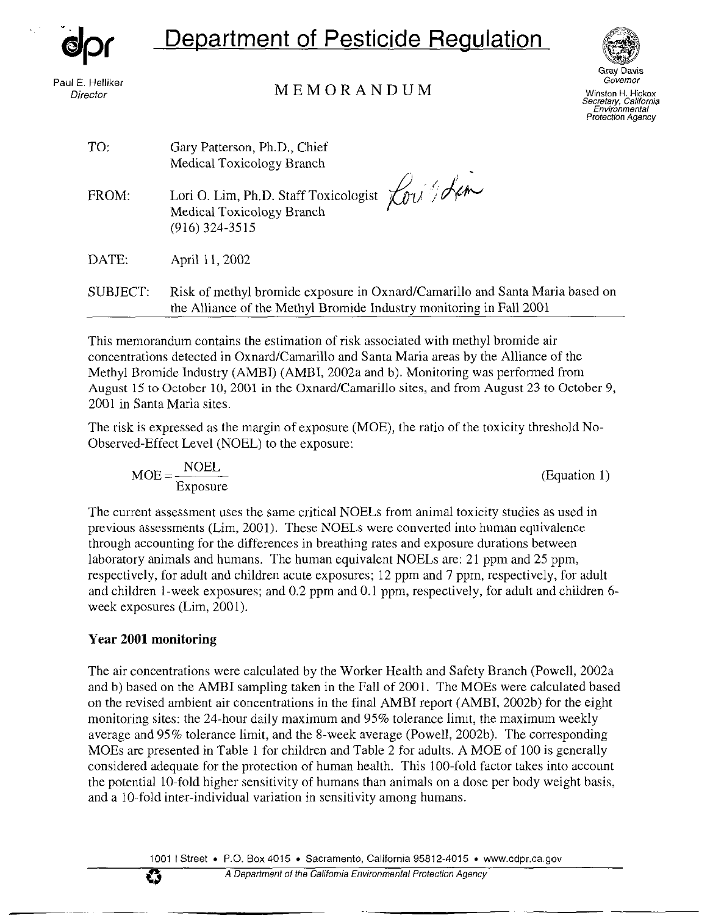# Department of Pesticide Regulation

Paul E. Helliker
*Director*

## MEMORANDUM

Gray Davis
*Governor*

Winston H. Hickox
*Secretary, California Environmental Protection Agency*

TO: Gary Patterson, Ph.D., Chief
Medical Toxicology Branch

FROM: Lori O. Lim, Ph.D. Staff Toxicologist
Medical Toxicology Branch
(916) 324-3515

DATE: April 11, 2002

SUBJECT: Risk of methyl bromide exposure in Oxnard/Camarillo and Santa Maria based on the Alliance of the Methyl Bromide Industry monitoring in Fall 2001

---

This memorandum contains the estimation of risk associated with methyl bromide air concentrations detected in Oxnard/Camarillo and Santa Maria areas by the Alliance of the Methyl Bromide Industry (AMBI) (AMBI, 2002a and b). Monitoring was performed from August 15 to October 10, 2001 in the Oxnard/Camarillo sites, and from August 23 to October 9, 2001 in Santa Maria sites.

The risk is expressed as the margin of exposure (MOE), the ratio of the toxicity threshold No-Observed-Effect Level (NOEL) to the exposure:

$$MOE = \frac{NOEL}{Exposure} \qquad \text{(Equation 1)}$$

The current assessment uses the same critical NOELs from animal toxicity studies as used in previous assessments (Lim, 2001). These NOELs were converted into human equivalence through accounting for the differences in breathing rates and exposure durations between laboratory animals and humans. The human equivalent NOELs are: 21 ppm and 25 ppm, respectively, for adult and children acute exposures; 12 ppm and 7 ppm, respectively, for adult and children 1-week exposures; and 0.2 ppm and 0.1 ppm, respectively, for adult and children 6-week exposures (Lim, 2001).

### Year 2001 monitoring

The air concentrations were calculated by the Worker Health and Safety Branch (Powell, 2002a and b) based on the AMBI sampling taken in the Fall of 2001. The MOEs were calculated based on the revised ambient air concentrations in the final AMBI report (AMBI, 2002b) for the eight monitoring sites: the 24-hour daily maximum and 95% tolerance limit, the maximum weekly average and 95% tolerance limit, and the 8-week average (Powell, 2002b). The corresponding MOEs are presented in Table 1 for children and Table 2 for adults. A MOE of 100 is generally considered adequate for the protection of human health. This 100-fold factor takes into account the potential 10-fold higher sensitivity of humans than animals on a dose per body weight basis, and a 10-fold inter-individual variation in sensitivity among humans.

1001 I Street • P.O. Box 4015 • Sacramento, California 95812-4015 • www.cdpr.ca.gov

*A Department of the California Environmental Protection Agency*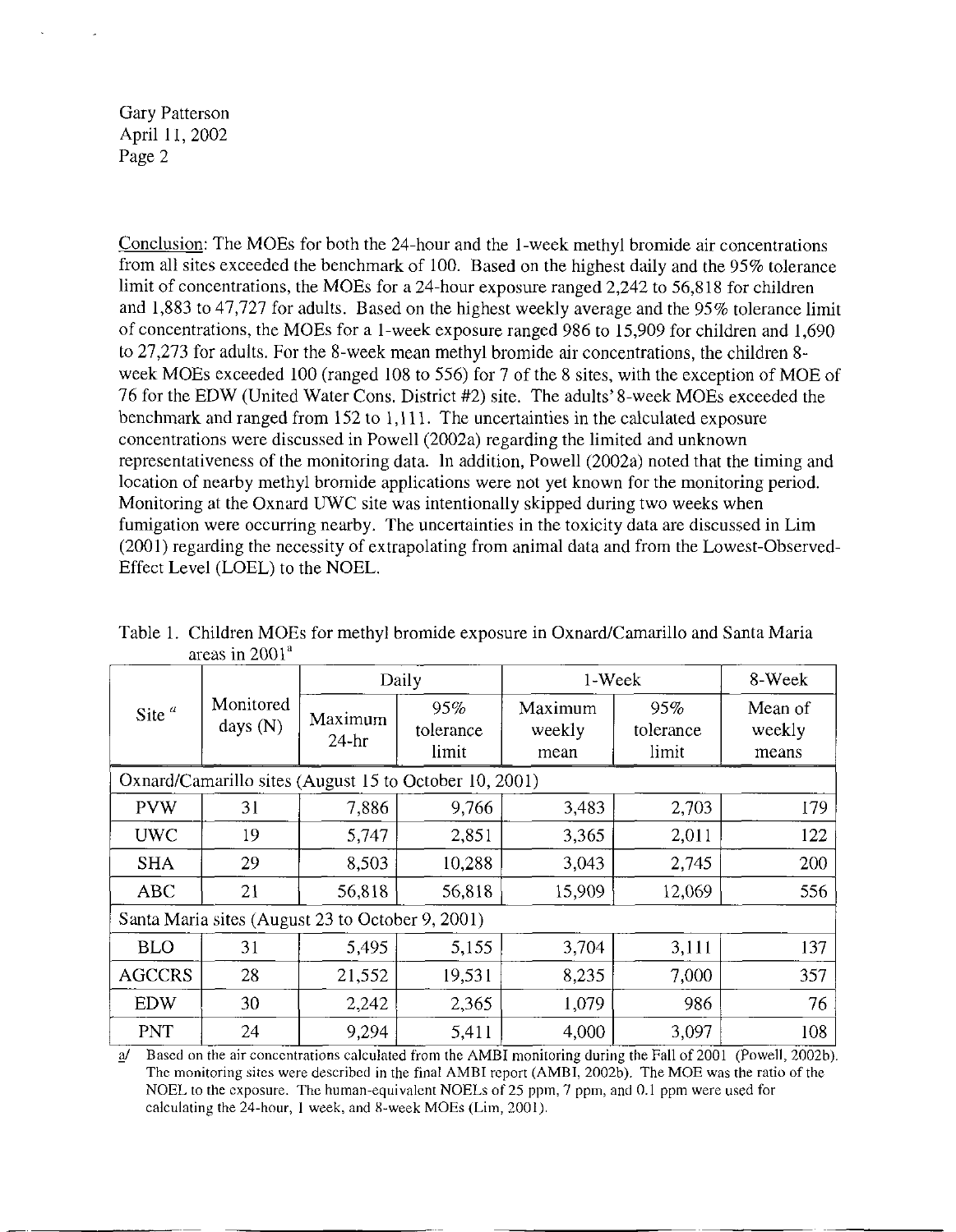Conclusion: The MOEs for both the 24-hour and the 1-week methyl bromide air concentrations from all sites exceeded the benchmark of 100. Based on the highest daily and the 95% tolerance limit of concentrations, the MOEs for a 24-hour exposure ranged 2,242 to 56,818 for children and 1,883 to 47,727 for adults. Based on the highest weekly average and the 95% tolerance limit of concentrations, the MOEs for a 1-week exposure ranged 986 to 15,909 for children and 1,690 to 27,273 for adults. For the 8-week mean methyl bromide air concentrations, the children 8-week MOEs exceeded 100 (ranged 108 to 556) for 7 of the 8 sites, with the exception of MOE of 76 for the EDW (United Water Cons. District #2) site. The adults' 8-week MOEs exceeded the benchmark and ranged from 152 to 1,111. The uncertainties in the calculated exposure concentrations were discussed in Powell (2002a) regarding the limited and unknown representativeness of the monitoring data. In addition, Powell (2002a) noted that the timing and location of nearby methyl bromide applications were not yet known for the monitoring period. Monitoring at the Oxnard UWC site was intentionally skipped during two weeks when fumigation were occurring nearby. The uncertainties in the toxicity data are discussed in Lim (2001) regarding the necessity of extrapolating from animal data and from the Lowest-Observed-Effect Level (LOEL) to the NOEL.

Table 1. Children MOEs for methyl bromide exposure in Oxnard/Camarillo and Santa Maria areas in 2001[a]

| Site [a] | Monitored days (N) | Daily | | 1-Week | | 8-Week |
|---|---|---|---|---|---|---|
| | | Maximum 24-hr | 95% tolerance limit | Maximum weekly mean | 95% tolerance limit | Mean of weekly means |
| Oxnard/Camarillo sites (August 15 to October 10, 2001) | | | | | | |
| PVW | 31 | 7,886 | 9,766 | 3,483 | 2,703 | 179 |
| UWC | 19 | 5,747 | 2,851 | 3,365 | 2,011 | 122 |
| SHA | 29 | 8,503 | 10,288 | 3,043 | 2,745 | 200 |
| ABC | 21 | 56,818 | 56,818 | 15,909 | 12,069 | 556 |
| Santa Maria sites (August 23 to October 9, 2001) | | | | | | |
| BLO | 31 | 5,495 | 5,155 | 3,704 | 3,111 | 137 |
| AGCCRS | 28 | 21,552 | 19,531 | 8,235 | 7,000 | 357 |
| EDW | 30 | 2,242 | 2,365 | 1,079 | 986 | 76 |
| PNT | 24 | 9,294 | 5,411 | 4,000 | 3,097 | 108 |

a/ Based on the air concentrations calculated from the AMBI monitoring during the Fall of 2001 (Powell, 2002b). The monitoring sites were described in the final AMBI report (AMBI, 2002b). The MOE was the ratio of the NOEL to the exposure. The human-equivalent NOELs of 25 ppm, 7 ppm, and 0.1 ppm were used for calculating the 24-hour, 1 week, and 8-week MOEs (Lim, 2001).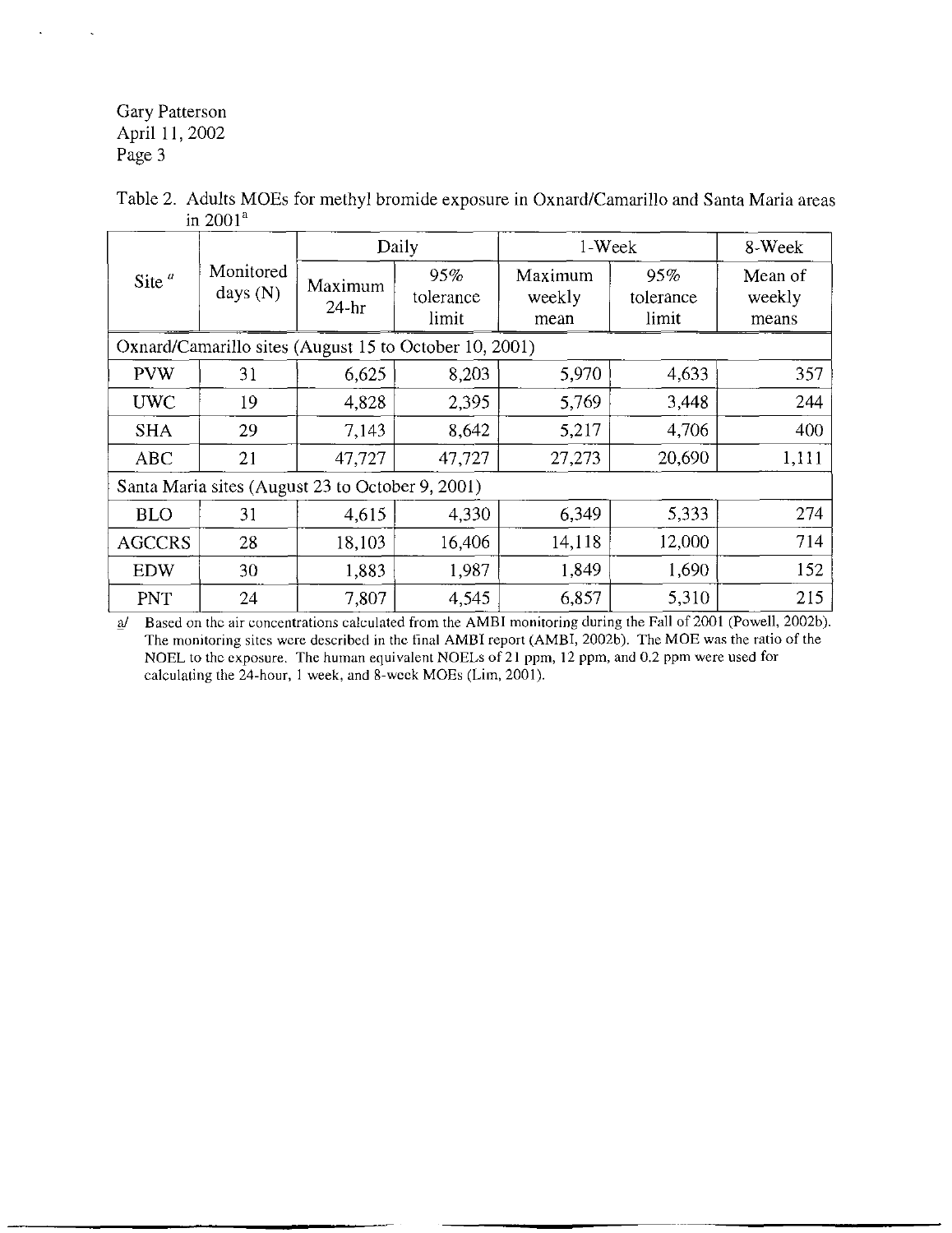Table 2. Adults MOEs for methyl bromide exposure in Oxnard/Camarillo and Santa Maria areas in 2001[a]

| Site [a] | Monitored days (N) | Daily | | 1-Week | | 8-Week |
|---|---|---|---|---|---|---|
| | | Maximum 24-hr | 95% tolerance limit | Maximum weekly mean | 95% tolerance limit | Mean of weekly means |
| Oxnard/Camarillo sites (August 15 to October 10, 2001) | | | | | | |
| PVW | 31 | 6,625 | 8,203 | 5,970 | 4,633 | 357 |
| UWC | 19 | 4,828 | 2,395 | 5,769 | 3,448 | 244 |
| SHA | 29 | 7,143 | 8,642 | 5,217 | 4,706 | 400 |
| ABC | 21 | 47,727 | 47,727 | 27,273 | 20,690 | 1,111 |
| Santa Maria sites (August 23 to October 9, 2001) | | | | | | |
| BLO | 31 | 4,615 | 4,330 | 6,349 | 5,333 | 274 |
| AGCCRS | 28 | 18,103 | 16,406 | 14,118 | 12,000 | 714 |
| EDW | 30 | 1,883 | 1,987 | 1,849 | 1,690 | 152 |
| PNT | 24 | 7,807 | 4,545 | 6,857 | 5,310 | 215 |

a/ Based on the air concentrations calculated from the AMBI monitoring during the Fall of 2001 (Powell, 2002b). The monitoring sites were described in the final AMBI report (AMBI, 2002b). The MOE was the ratio of the NOEL to the exposure. The human equivalent NOELs of 21 ppm, 12 ppm, and 0.2 ppm were used for calculating the 24-hour, 1 week, and 8-week MOEs (Lim, 2001).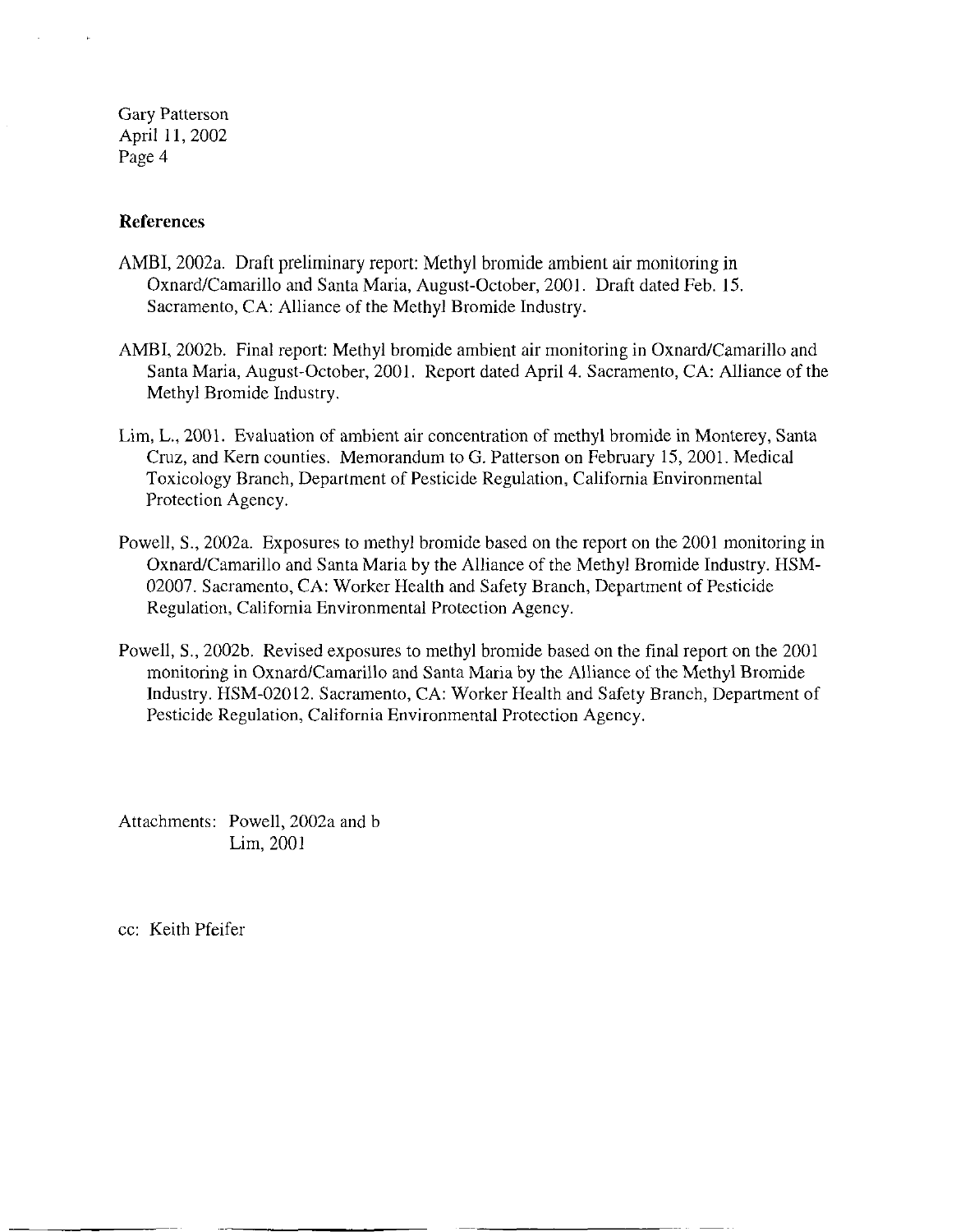## References

AMBI, 2002a. Draft preliminary report: Methyl bromide ambient air monitoring in Oxnard/Camarillo and Santa Maria, August-October, 2001. Draft dated Feb. 15. Sacramento, CA: Alliance of the Methyl Bromide Industry.

AMBI, 2002b. Final report: Methyl bromide ambient air monitoring in Oxnard/Camarillo and Santa Maria, August-October, 2001. Report dated April 4. Sacramento, CA: Alliance of the Methyl Bromide Industry.

Lim, L., 2001. Evaluation of ambient air concentration of methyl bromide in Monterey, Santa Cruz, and Kern counties. Memorandum to G. Patterson on February 15, 2001. Medical Toxicology Branch, Department of Pesticide Regulation, California Environmental Protection Agency.

Powell, S., 2002a. Exposures to methyl bromide based on the report on the 2001 monitoring in Oxnard/Camarillo and Santa Maria by the Alliance of the Methyl Bromide Industry. HSM-02007. Sacramento, CA: Worker Health and Safety Branch, Department of Pesticide Regulation, California Environmental Protection Agency.

Powell, S., 2002b. Revised exposures to methyl bromide based on the final report on the 2001 monitoring in Oxnard/Camarillo and Santa Maria by the Alliance of the Methyl Bromide Industry. HSM-02012. Sacramento, CA: Worker Health and Safety Branch, Department of Pesticide Regulation, California Environmental Protection Agency.

Attachments: Powell, 2002a and b
Lim, 2001

cc: Keith Pfeifer